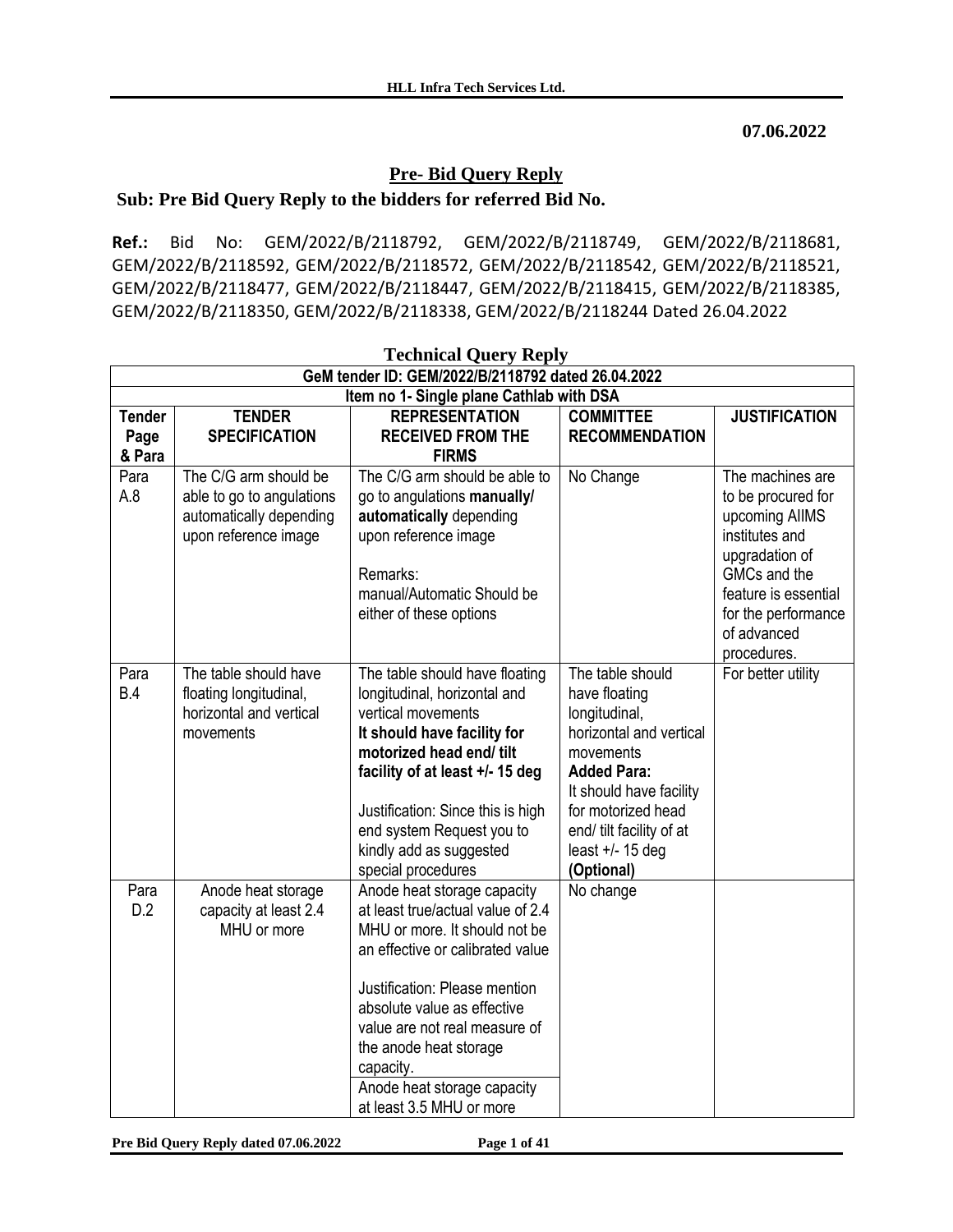07.06.2022

## Pre- Bid Query Reply

### Sub: Pre Bid Query Reply to the bidders for referred Bid No.

**Ref.:** Bid No: GEM/2022/B/2118792, GEM/2022/B/2118749, GEM/2022/B/2118681, GEM/2022/B/2118592, GEM/2022/B/2118572, GEM/2022/B/2118542, GEM/2022/B/2118521, GEM/2022/B/2118477, GEM/2022/B/2118447, GEM/2022/B/2118415, GEM/2022/B/2118385, GEM/2022/B/2118350, GEM/2022/B/2118338, GEM/2022/B/2118244 Dated 26.04.2022

### Technical Query Reply

| GeM tender ID: GEM/2022/B/2118792 dated 26.04.2022 | | | | |
|---|---|---|---|---|
| **Item no 1- Single plane Cathlab with DSA** | | | | |
| **Tender Page & Para** | **TENDER SPECIFICATION** | **REPRESENTATION RECEIVED FROM THE FIRMS** | **COMMITTEE RECOMMENDATION** | **JUSTIFICATION** |
| Para A.8 | The C/G arm should be able to go to angulations automatically depending upon reference image | The C/G arm should be able to go to angulations **manually/ automatically** depending upon reference image<br><br>Remarks:<br>manual/Automatic Should be either of these options | No Change | The machines are to be procured for upcoming AIIMS institutes and upgradation of GMCs and the feature is essential for the performance of advanced procedures. |
| Para B.4 | The table should have floating longitudinal, horizontal and vertical movements | The table should have floating longitudinal, horizontal and vertical movements<br>**It should have facility for motorized head end/ tilt facility of at least +/- 15 deg**<br><br>Justification: Since this is high end system Request you to kindly add as suggested special procedures | The table should have floating longitudinal, horizontal and vertical movements<br>**Added Para:**<br>It should have facility for motorized head end/ tilt facility of at least +/- 15 deg<br>**(Optional)** | For better utility |
| Para D.2 | Anode heat storage capacity at least 2.4 MHU or more | Anode heat storage capacity at least true/actual value of 2.4 MHU or more. It should not be an effective or calibrated value<br><br>Justification: Please mention absolute value as effective value are not real measure of the anode heat storage capacity.<br><br>Anode heat storage capacity at least 3.5 MHU or more | No change | |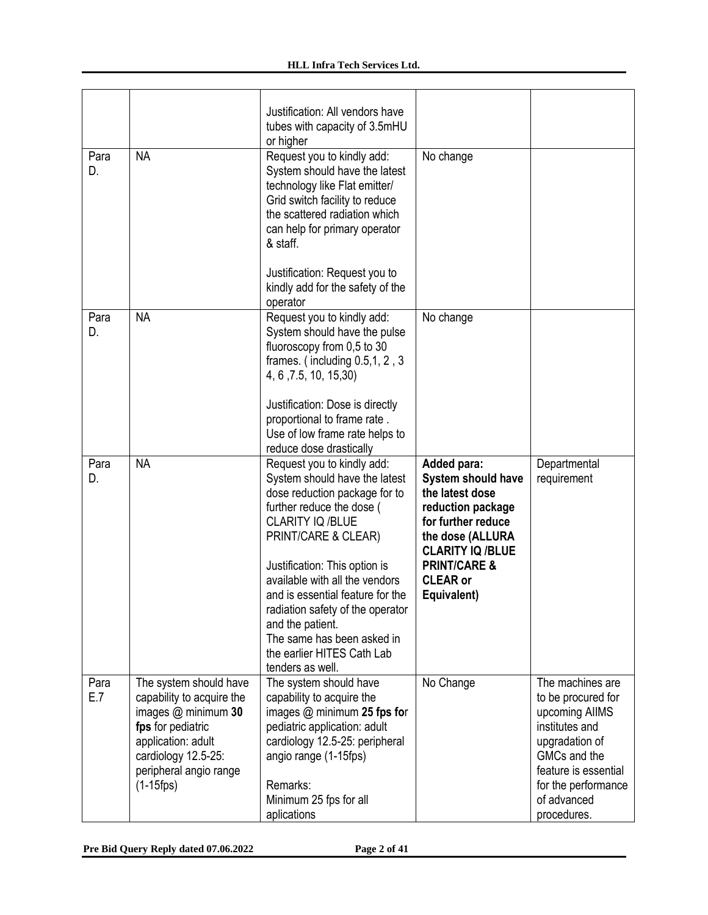| | | | | |
|---|---|---|---|---|
| | | Justification: All vendors have tubes with capacity of 3.5mHU or higher | | |
| Para D. | NA | Request you to kindly add: System should have the latest technology like Flat emitter/ Grid switch facility to reduce the scattered radiation which can help for primary operator & staff.<br><br>Justification: Request you to kindly add for the safety of the operator | No change | |
| Para D. | NA | Request you to kindly add: System should have the pulse fluoroscopy from 0,5 to 30 frames. ( including 0.5,1, 2 , 3 4, 6 ,7.5, 10, 15,30)<br><br>Justification: Dose is directly proportional to frame rate . Use of low frame rate helps to reduce dose drastically | No change | |
| Para D. | NA | Request you to kindly add: System should have the latest dose reduction package for to further reduce the dose ( CLARITY IQ /BLUE PRINT/CARE & CLEAR)<br><br>Justification: This option is available with all the vendors and is essential feature for the radiation safety of the operator and the patient.<br>The same has been asked in the earlier HITES Cath Lab tenders as well. | **Added para: System should have the latest dose reduction package for further reduce the dose (ALLURA CLARITY IQ /BLUE PRINT/CARE & CLEAR or Equivalent)** | Departmental requirement |
| Para E.7 | The system should have capability to acquire the images @ minimum **30 fps** for pediatric application: adult cardiology 12.5-25: peripheral angio range (1-15fps) | The system should have capability to acquire the images @ minimum **25 fps fo**r pediatric application: adult cardiology 12.5-25: peripheral angio range (1-15fps)<br><br>Remarks:<br>Minimum 25 fps for all aplications | No Change | The machines are to be procured for upcoming AIIMS institutes and upgradation of GMCs and the feature is essential for the performance of advanced procedures. |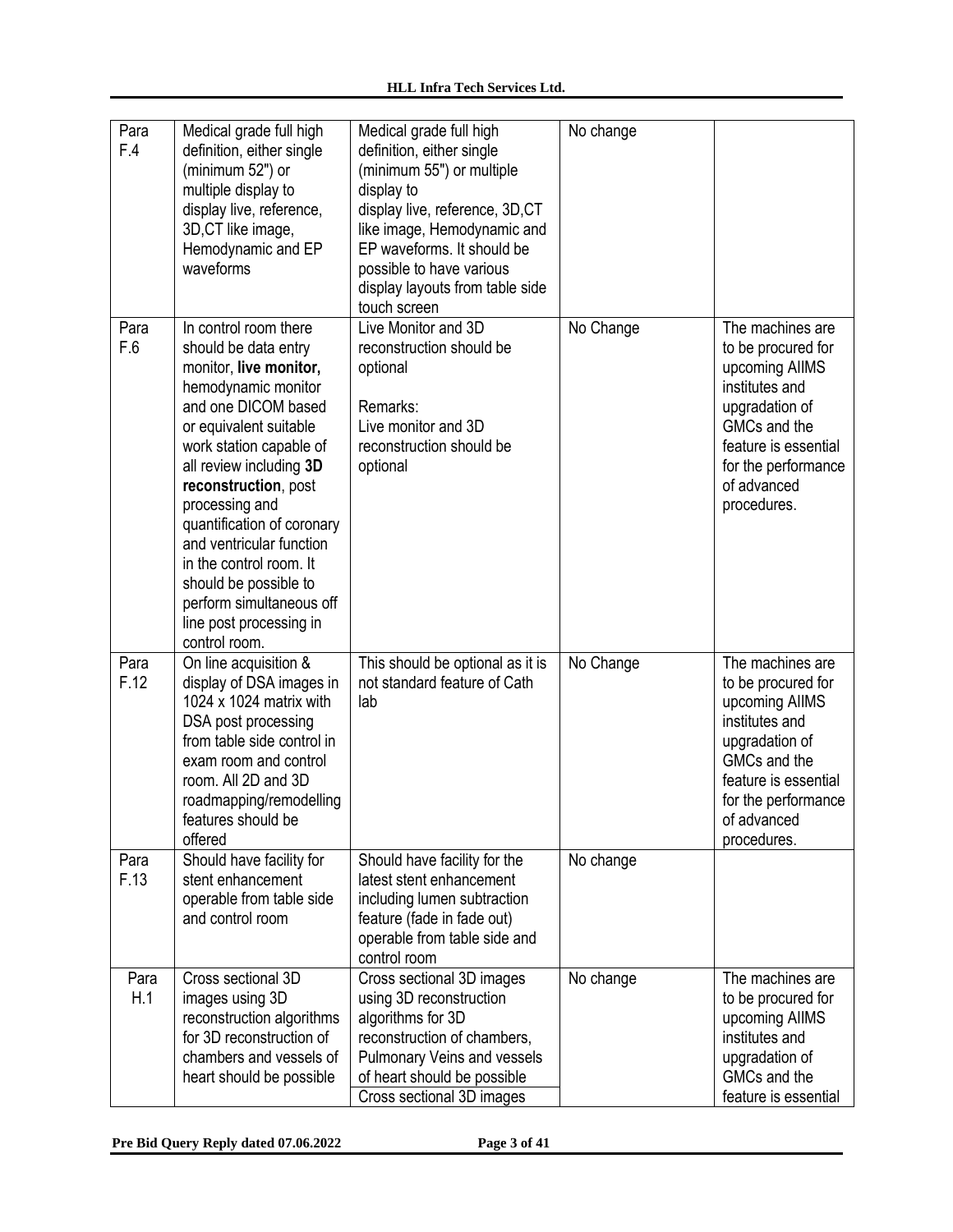| Para F.4 | Medical grade full high definition, either single (minimum 52") or multiple display to display live, reference, 3D,CT like image, Hemodynamic and EP waveforms | Medical grade full high definition, either single (minimum 55") or multiple display to display live, reference, 3D,CT like image, Hemodynamic and EP waveforms. It should be possible to have various display layouts from table side touch screen | No change | |
|---|---|---|---|---|
| Para F.6 | In control room there should be data entry monitor, **live monitor,** hemodynamic monitor and one DICOM based or equivalent suitable work station capable of all review including **3D reconstruction**, post processing and quantification of coronary and ventricular function in the control room. It should be possible to perform simultaneous off line post processing in control room. | Live Monitor and 3D reconstruction should be optional<br><br>Remarks:<br>Live monitor and 3D reconstruction should be optional | No Change | The machines are to be procured for upcoming AIIMS institutes and upgradation of GMCs and the feature is essential for the performance of advanced procedures. |
| Para F.12 | On line acquisition & display of DSA images in 1024 x 1024 matrix with DSA post processing from table side control in exam room and control room. All 2D and 3D roadmapping/remodelling features should be offered | This should be optional as it is not standard feature of Cath lab | No Change | The machines are to be procured for upcoming AIIMS institutes and upgradation of GMCs and the feature is essential for the performance of advanced procedures. |
| Para F.13 | Should have facility for stent enhancement operable from table side and control room | Should have facility for the latest stent enhancement including lumen subtraction feature (fade in fade out) operable from table side and control room | No change | |
| Para H.1 | Cross sectional 3D images using 3D reconstruction algorithms for 3D reconstruction of chambers and vessels of heart should be possible | Cross sectional 3D images using 3D reconstruction algorithms for 3D reconstruction of chambers, Pulmonary Veins and vessels of heart should be possible<br>Cross sectional 3D images | No change | The machines are to be procured for upcoming AIIMS institutes and upgradation of GMCs and the feature is essential |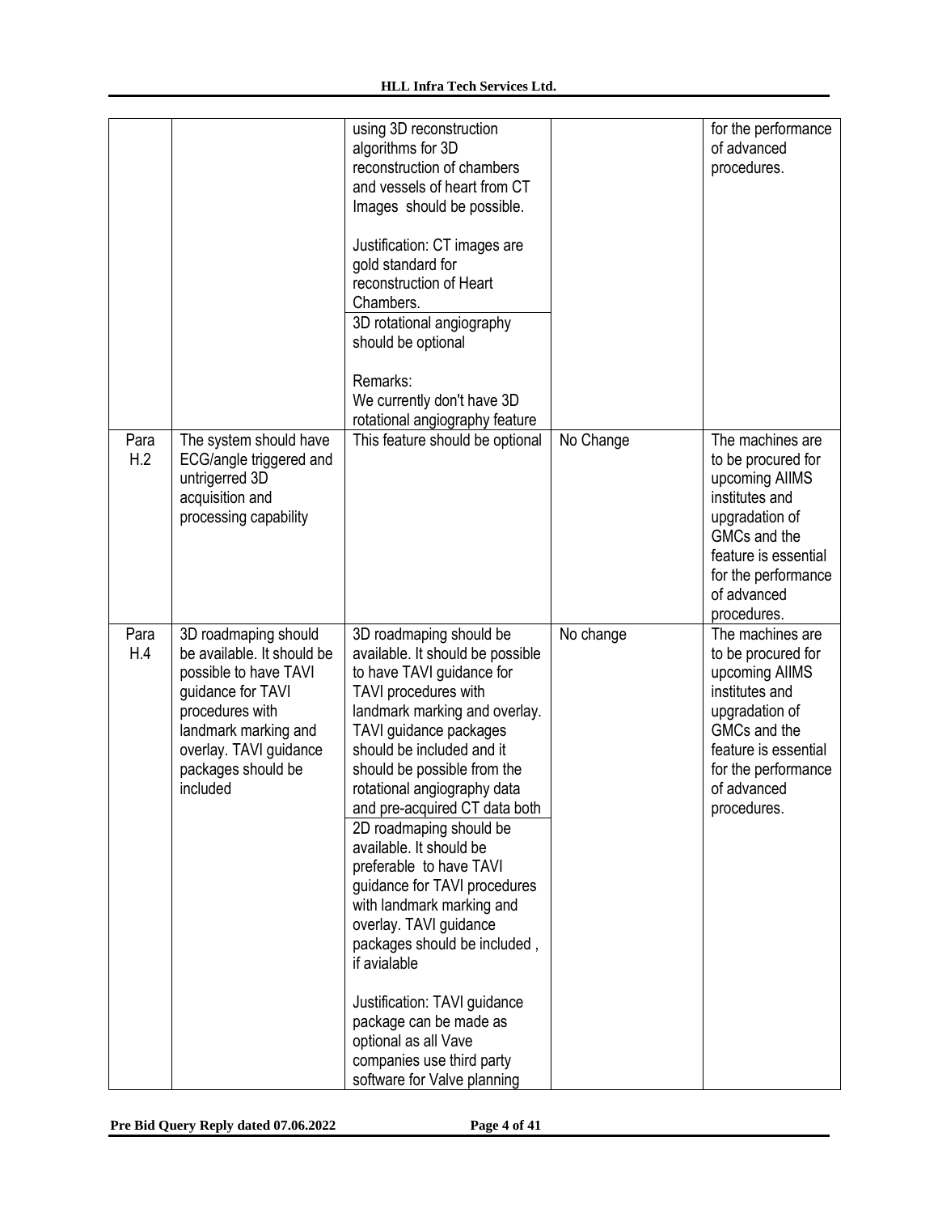| | | using 3D reconstruction algorithms for 3D reconstruction of chambers and vessels of heart from CT Images should be possible.<br><br>Justification: CT images are gold standard for reconstruction of Heart Chambers.<br>3D rotational angiography should be optional<br><br>Remarks:<br>We currently don't have 3D rotational angiography feature | | for the performance of advanced procedures. |
|---|---|---|---|---|
| Para H.2 | The system should have ECG/angle triggered and untrigerred 3D acquisition and processing capability | This feature should be optional | No Change | The machines are to be procured for upcoming AIIMS institutes and upgradation of GMCs and the feature is essential for the performance of advanced procedures. |
| Para H.4 | 3D roadmaping should be available. It should be possible to have TAVI guidance for TAVI procedures with landmark marking and overlay. TAVI guidance packages should be included | 3D roadmaping should be available. It should be possible to have TAVI guidance for TAVI procedures with landmark marking and overlay. TAVI guidance packages should be included and it should be possible from the rotational angiography data and pre-acquired CT data both<br>2D roadmaping should be available. It should be preferable to have TAVI guidance for TAVI procedures with landmark marking and overlay. TAVI guidance packages should be included , if avialable<br><br>Justification: TAVI guidance package can be made as optional as all Vave companies use third party software for Valve planning | No change | The machines are to be procured for upcoming AIIMS institutes and upgradation of GMCs and the feature is essential for the performance of advanced procedures. |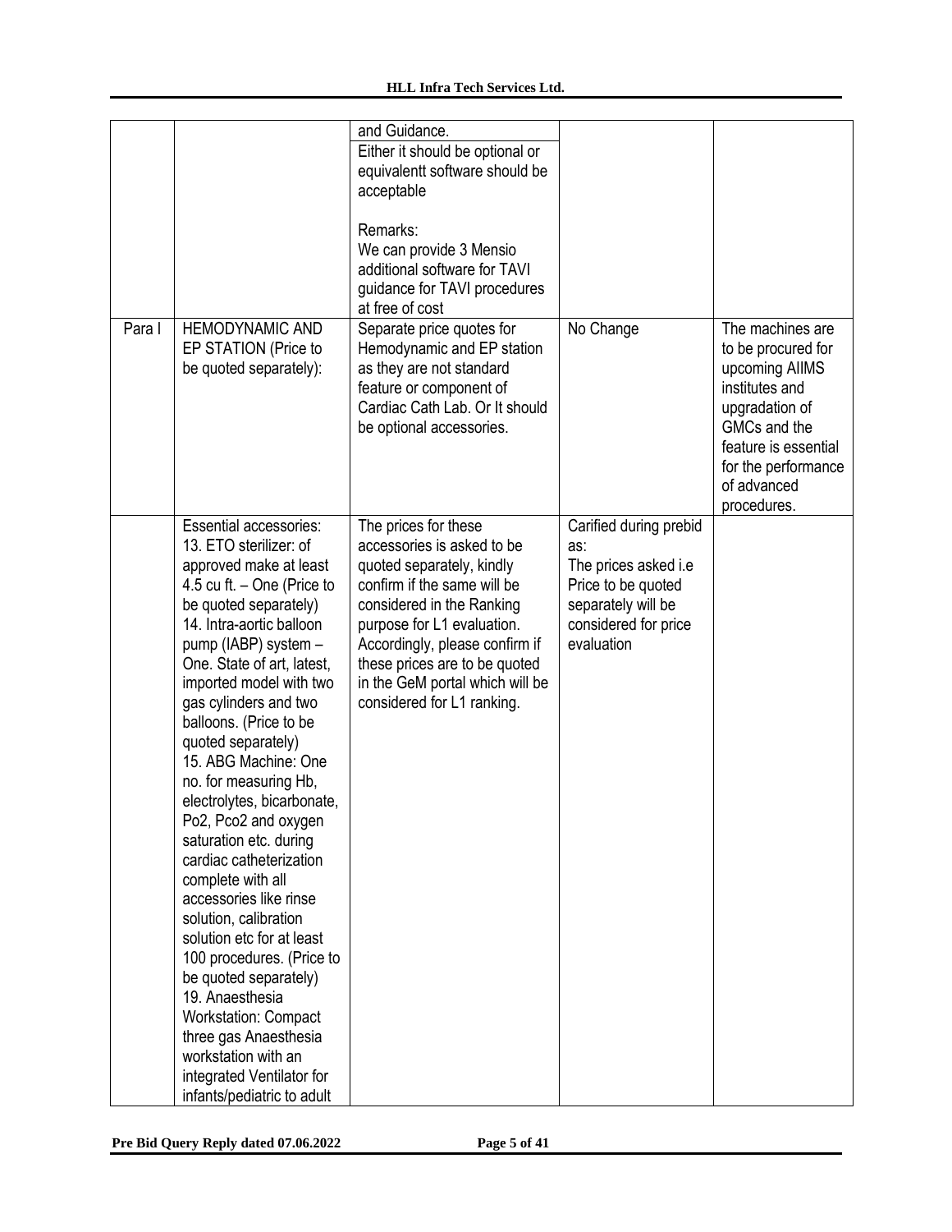| | | and Guidance.<br>Either it should be optional or equivalentt software should be acceptable<br><br>Remarks:<br>We can provide 3 Mensio additional software for TAVI guidance for TAVI procedures at free of cost | | |
|---|---|---|---|---|
| Para I | HEMODYNAMIC AND EP STATION (Price to be quoted separately): | Separate price quotes for Hemodynamic and EP station as they are not standard feature or component of Cardiac Cath Lab. Or It should be optional accessories. | No Change | The machines are to be procured for upcoming AIIMS institutes and upgradation of GMCs and the feature is essential for the performance of advanced procedures. |
| | Essential accessories:<br>13. ETO sterilizer: of approved make at least 4.5 cu ft. – One (Price to be quoted separately)<br>14. Intra-aortic balloon pump (IABP) system – One. State of art, latest, imported model with two gas cylinders and two balloons. (Price to be quoted separately)<br>15. ABG Machine: One no. for measuring Hb, electrolytes, bicarbonate, Po2, Pco2 and oxygen saturation etc. during cardiac catheterization complete with all accessories like rinse solution, calibration solution etc for at least 100 procedures. (Price to be quoted separately)<br>19. Anaesthesia Workstation: Compact three gas Anaesthesia workstation with an integrated Ventilator for infants/pediatric to adult | The prices for these accessories is asked to be quoted separately, kindly confirm if the same will be considered in the Ranking purpose for L1 evaluation. Accordingly, please confirm if these prices are to be quoted in the GeM portal which will be considered for L1 ranking. | Carified during prebid as:<br>The prices asked i.e Price to be quoted separately will be considered for price evaluation | |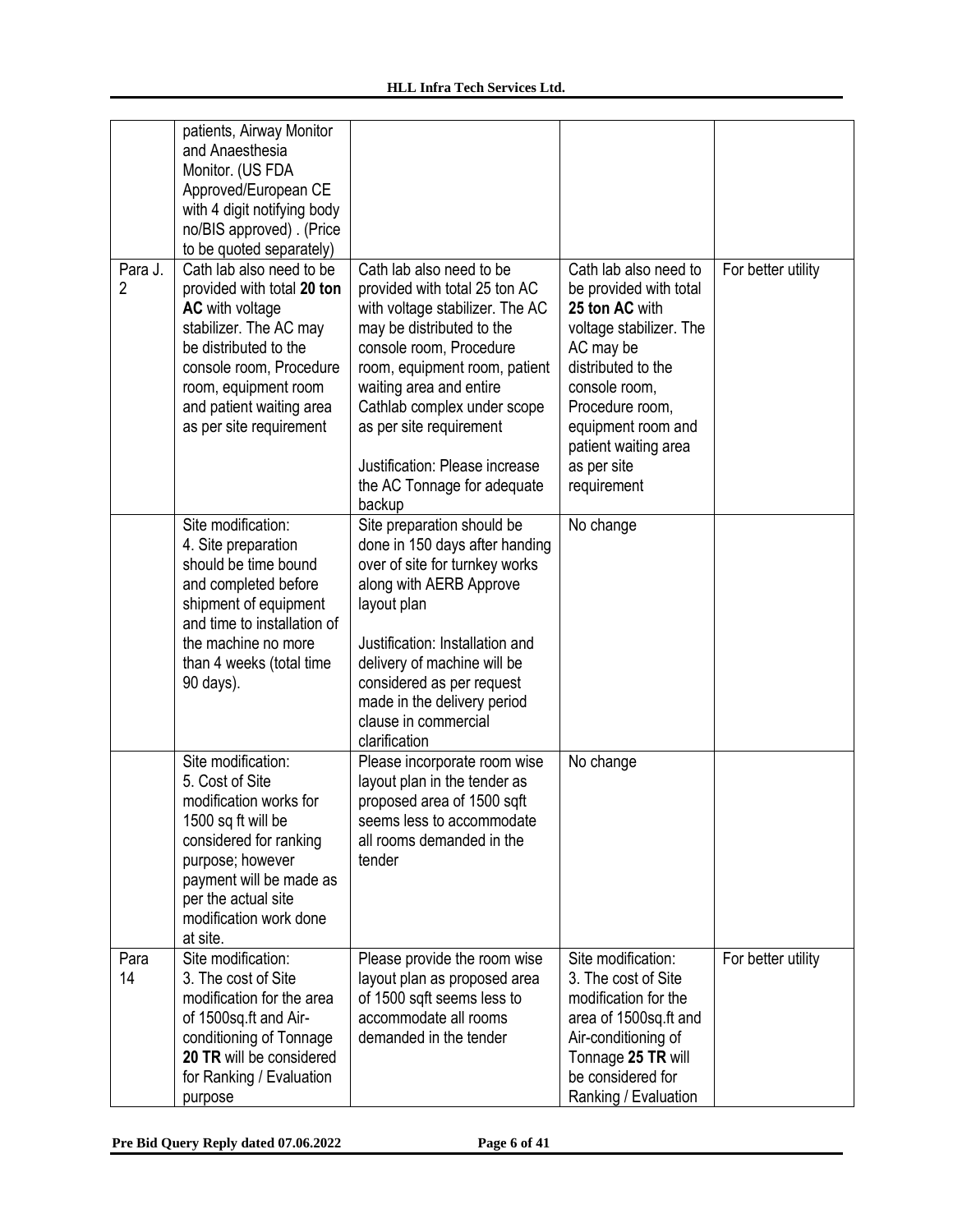| | | | | |
|---|---|---|---|---|
| | patients, Airway Monitor and Anaesthesia Monitor. (US FDA Approved/European CE with 4 digit notifying body no/BIS approved) . (Price to be quoted separately) | | | |
| Para J. 2 | Cath lab also need to be provided with total **20 ton AC** with voltage stabilizer. The AC may be distributed to the console room, Procedure room, equipment room and patient waiting area as per site requirement | Cath lab also need to be provided with total 25 ton AC with voltage stabilizer. The AC may be distributed to the console room, Procedure room, equipment room, patient waiting area and entire Cathlab complex under scope as per site requirement<br><br>Justification: Please increase the AC Tonnage for adequate backup | Cath lab also need to be provided with total **25 ton AC** with voltage stabilizer. The AC may be distributed to the console room, Procedure room, equipment room and patient waiting area as per site requirement | For better utility |
| | Site modification:<br>4. Site preparation should be time bound and completed before shipment of equipment and time to installation of the machine no more than 4 weeks (total time 90 days). | Site preparation should be done in 150 days after handing over of site for turnkey works along with AERB Approve layout plan<br><br>Justification: Installation and delivery of machine will be considered as per request made in the delivery period clause in commercial clarification | No change | |
| | Site modification:<br>5. Cost of Site modification works for 1500 sq ft will be considered for ranking purpose; however payment will be made as per the actual site modification work done at site. | Please incorporate room wise layout plan in the tender as proposed area of 1500 sqft seems less to accommodate all rooms demanded in the tender | No change | |
| Para 14 | Site modification:<br>3. The cost of Site modification for the area of 1500sq.ft and Air-conditioning of Tonnage **20 TR** will be considered for Ranking / Evaluation purpose | Please provide the room wise layout plan as proposed area of 1500 sqft seems less to accommodate all rooms demanded in the tender | Site modification:<br>3. The cost of Site modification for the area of 1500sq.ft and Air-conditioning of Tonnage **25 TR** will be considered for Ranking / Evaluation | For better utility |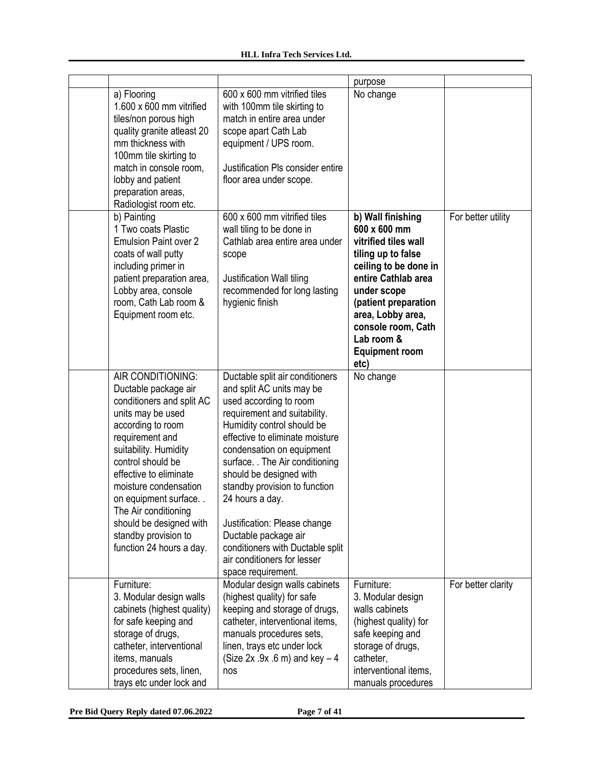| | | | | |
|---|---|---|---|---|
| | | | purpose | |
| | a) Flooring<br>1.600 x 600 mm vitrified tiles/non porous high quality granite atleast 20 mm thickness with 100mm tile skirting to match in console room, lobby and patient preparation areas, Radiologist room etc. | 600 x 600 mm vitrified tiles with 100mm tile skirting to match in entire area under scope apart Cath Lab equipment / UPS room.<br><br>Justification Pls consider entire floor area under scope. | No change | |
| | b) Painting<br>1 Two coats Plastic Emulsion Paint over 2 coats of wall putty including primer in patient preparation area, Lobby area, console room, Cath Lab room & Equipment room etc. | 600 x 600 mm vitrified tiles wall tiling to be done in Cathlab area entire area under scope<br><br>Justification Wall tiling recommended for long lasting hygienic finish | **b) Wall finishing 600 x 600 mm vitrified tiles wall tiling up to false ceiling to be done in entire Cathlab area under scope (patient preparation area, Lobby area, console room, Cath Lab room & Equipment room etc)** | For better utility |
| | AIR CONDITIONING:<br>Ductable package air conditioners and split AC units may be used according to room requirement and suitability. Humidity control should be effective to eliminate moisture condensation on equipment surface. . The Air conditioning should be designed with standby provision to function 24 hours a day. | Ductable split air conditioners and split AC units may be used according to room requirement and suitability. Humidity control should be effective to eliminate moisture condensation on equipment surface. . The Air conditioning should be designed with standby provision to function 24 hours a day.<br><br>Justification: Please change Ductable package air conditioners with Ductable split air conditioners for lesser space requirement. | No change | |
| | Furniture:<br>3. Modular design walls cabinets (highest quality) for safe keeping and storage of drugs, catheter, interventional items, manuals procedures sets, linen, trays etc under lock and | Modular design walls cabinets (highest quality) for safe keeping and storage of drugs, catheter, interventional items, manuals procedures sets, linen, trays etc under lock (Size 2x .9x .6 m) and key – 4 nos | Furniture:<br>3. Modular design walls cabinets (highest quality) for safe keeping and storage of drugs, catheter, interventional items, manuals procedures | For better clarity |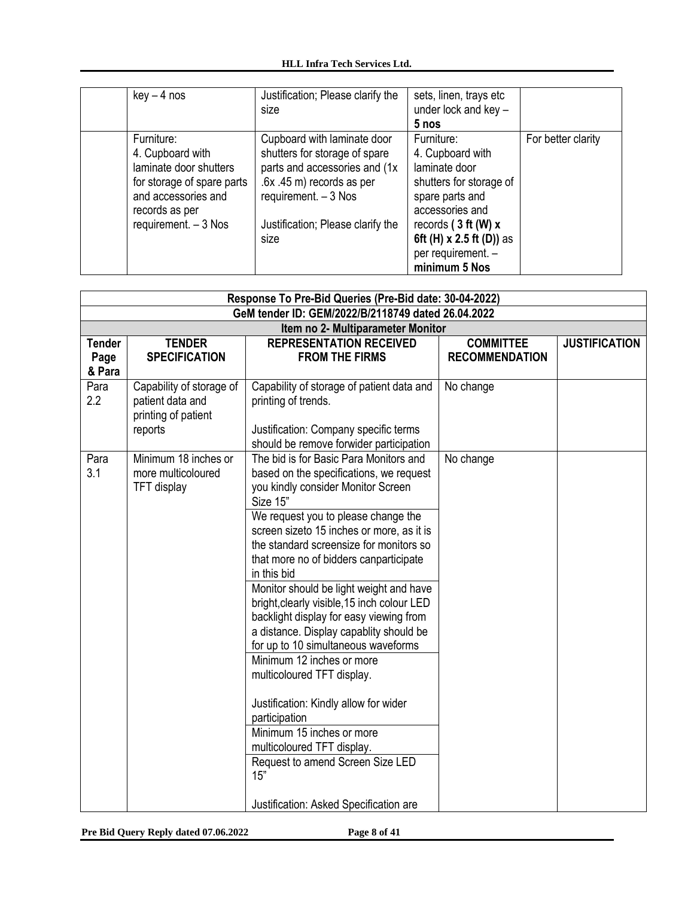| | key – 4 nos | Justification; Please clarify the size | sets, linen, trays etc under lock and key – **5 nos** | |
|---|---|---|---|---|
| | Furniture:<br>4. Cupboard with laminate door shutters for storage of spare parts and accessories and records as per requirement. – 3 Nos | Cupboard with laminate door shutters for storage of spare parts and accessories and (1x .6x .45 m) records as per requirement. – 3 Nos<br><br>Justification; Please clarify the size | Furniture:<br>4. Cupboard with laminate door shutters for storage of spare parts and accessories and records **( 3 ft (W) x 6ft (H) x 2.5 ft (D))** as per requirement. – **minimum 5 Nos** | For better clarity |

**Response To Pre-Bid Queries (Pre-Bid date: 30-04-2022)**

**GeM tender ID: GEM/2022/B/2118749 dated 26.04.2022**

**Item no 2- Multiparameter Monitor**

| Tender Page & Para | TENDER SPECIFICATION | REPRESENTATION RECEIVED FROM THE FIRMS | COMMITTEE RECOMMENDATION | JUSTIFICATION |
|---|---|---|---|---|
| Para 2.2 | Capability of storage of patient data and printing of patient reports | Capability of storage of patient data and printing of trends.<br><br>Justification: Company specific terms should be remove forwider participation | No change | |
| Para 3.1 | Minimum 18 inches or more multicoloured TFT display | The bid is for Basic Para Monitors and based on the specifications, we request you kindly consider Monitor Screen Size 15"<br><br>We request you to please change the screen sizeto 15 inches or more, as it is the standard screensize for monitors so that more no of bidders canparticipate in this bid<br><br>Monitor should be light weight and have bright,clearly visible,15 inch colour LED backlight display for easy viewing from a distance. Display capablity should be for up to 10 simultaneous waveforms<br><br>Minimum 12 inches or more multicoloured TFT display.<br><br>Justification: Kindly allow for wider participation<br><br>Minimum 15 inches or more multicoloured TFT display.<br><br>Request to amend Screen Size LED 15"<br><br>Justification: Asked Specification are | No change | |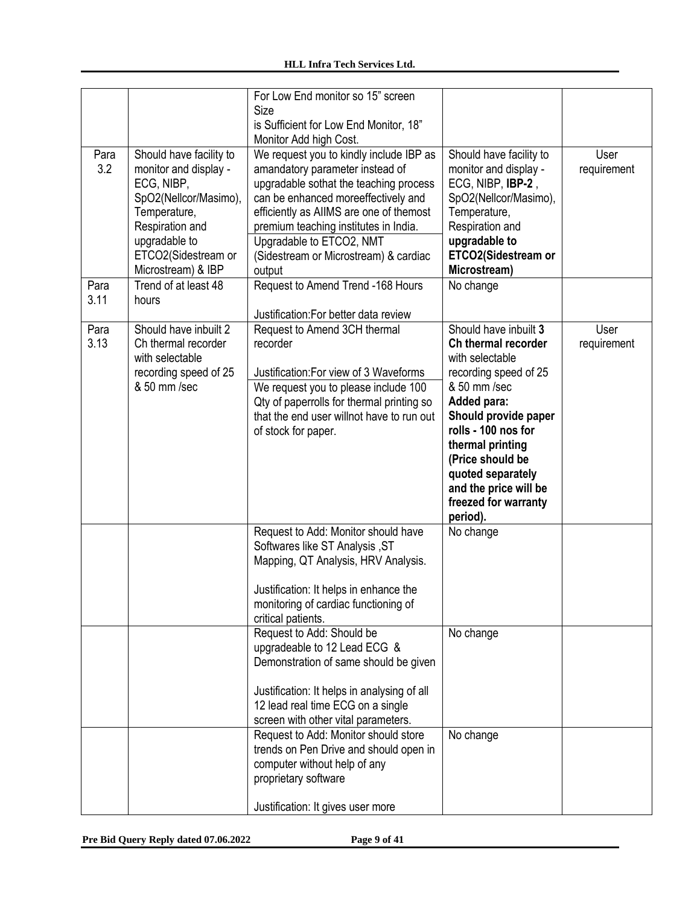| | | For Low End monitor so 15" screen Size is Sufficient for Low End Monitor, 18" Monitor Add high Cost. | | |
|---|---|---|---|---|
| Para 3.2 | Should have facility to monitor and display - ECG, NIBP, SpO2(Nellcor/Masimo), Temperature, Respiration and upgradable to ETCO2(Sidestream or Microstream) & IBP | We request you to kindly include IBP as amandatory parameter instead of upgradable sothat the teaching process can be enhanced moreeffectively and efficiently as AIIMS are one of themost premium teaching institutes in India.<br>Upgradable to ETCO2, NMT (Sidestream or Microstream) & cardiac output | Should have facility to monitor and display - ECG, NIBP, **IBP-2** , SpO2(Nellcor/Masimo), Temperature, Respiration and **upgradable to ETCO2(Sidestream or Microstream)** | User requirement |
| Para 3.11 | Trend of at least 48 hours | Request to Amend Trend -168 Hours<br><br>Justification:For better data review | No change | |
| Para 3.13 | Should have inbuilt 2 Ch thermal recorder with selectable recording speed of 25 & 50 mm /sec | Request to Amend 3CH thermal recorder<br><br>Justification:For view of 3 Waveforms<br>We request you to please include 100 Qty of paperrolls for thermal printing so that the end user willnot have to run out of stock for paper. | Should have inbuilt **3 Ch thermal recorder** with selectable recording speed of 25 & 50 mm /sec<br>**Added para: Should provide paper rolls - 100 nos for thermal printing (Price should be quoted separately and the price will be freezed for warranty period).** | User requirement |
| | | Request to Add: Monitor should have Softwares like ST Analysis ,ST Mapping, QT Analysis, HRV Analysis.<br><br>Justification: It helps in enhance the monitoring of cardiac functioning of critical patients. | No change | |
| | | Request to Add: Should be upgradeable to 12 Lead ECG & Demonstration of same should be given<br><br>Justification: It helps in analysing of all 12 lead real time ECG on a single screen with other vital parameters. | No change | |
| | | Request to Add: Monitor should store trends on Pen Drive and should open in computer without help of any proprietary software<br><br>Justification: It gives user more | No change | |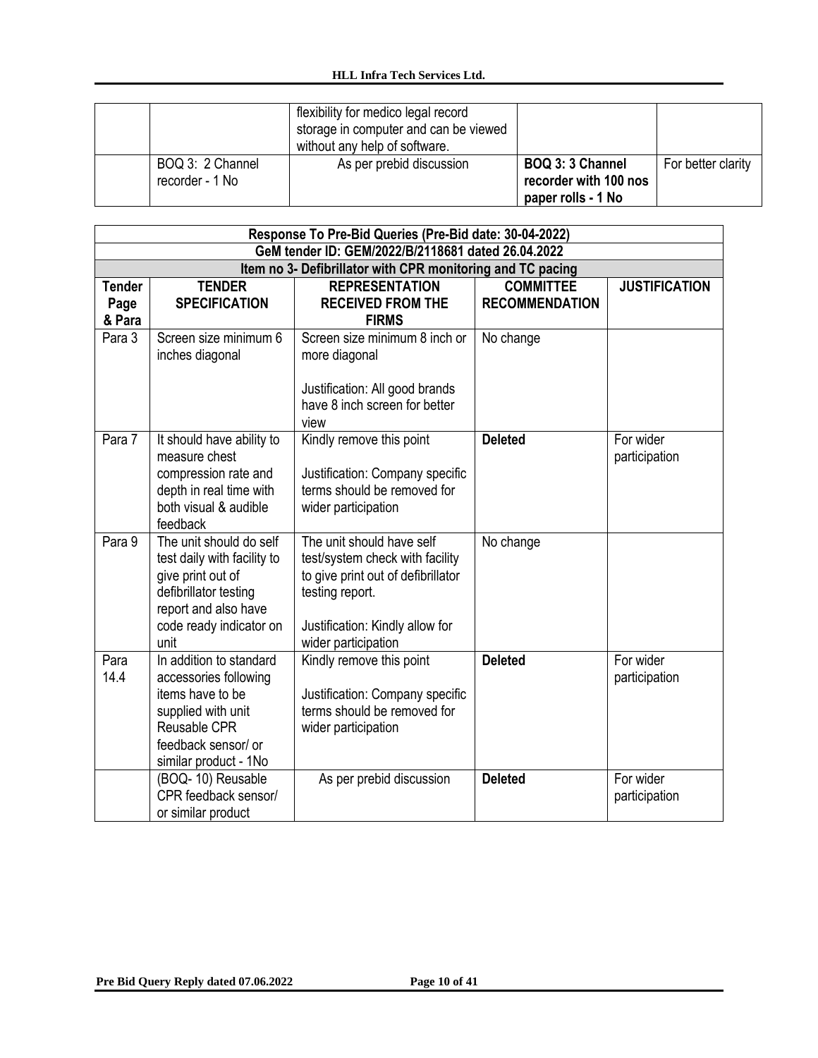|  |  |  |  |  |
|---|---|---|---|---|
|  |  | flexibility for medico legal record storage in computer and can be viewed without any help of software. |  |  |
|  | BOQ 3: 2 Channel recorder - 1 No | As per prebid discussion | **BOQ 3: 3 Channel recorder with 100 nos paper rolls - 1 No** | For better clarity |

| Response To Pre-Bid Queries (Pre-Bid date: 30-04-2022) | | | | |
|---|---|---|---|---|
| **GeM tender ID: GEM/2022/B/2118681 dated 26.04.2022** | | | | |
| **Item no 3- Defibrillator with CPR monitoring and TC pacing** | | | | |
| **Tender Page & Para** | **TENDER SPECIFICATION** | **REPRESENTATION RECEIVED FROM THE FIRMS** | **COMMITTEE RECOMMENDATION** | **JUSTIFICATION** |
| Para 3 | Screen size minimum 6 inches diagonal | Screen size minimum 8 inch or more diagonal<br><br>Justification: All good brands have 8 inch screen for better view | No change |  |
| Para 7 | It should have ability to measure chest compression rate and depth in real time with both visual & audible feedback | Kindly remove this point<br><br>Justification: Company specific terms should be removed for wider participation | **Deleted** | For wider participation |
| Para 9 | The unit should do self test daily with facility to give print out of defibrillator testing report and also have code ready indicator on unit | The unit should have self test/system check with facility to give print out of defibrillator testing report.<br><br>Justification: Kindly allow for wider participation | No change |  |
| Para 14.4 | In addition to standard accessories following items have to be supplied with unit Reusable CPR feedback sensor/ or similar product - 1No | Kindly remove this point<br><br>Justification: Company specific terms should be removed for wider participation | **Deleted** | For wider participation |
|  | (BOQ- 10) Reusable CPR feedback sensor/ or similar product | As per prebid discussion | **Deleted** | For wider participation |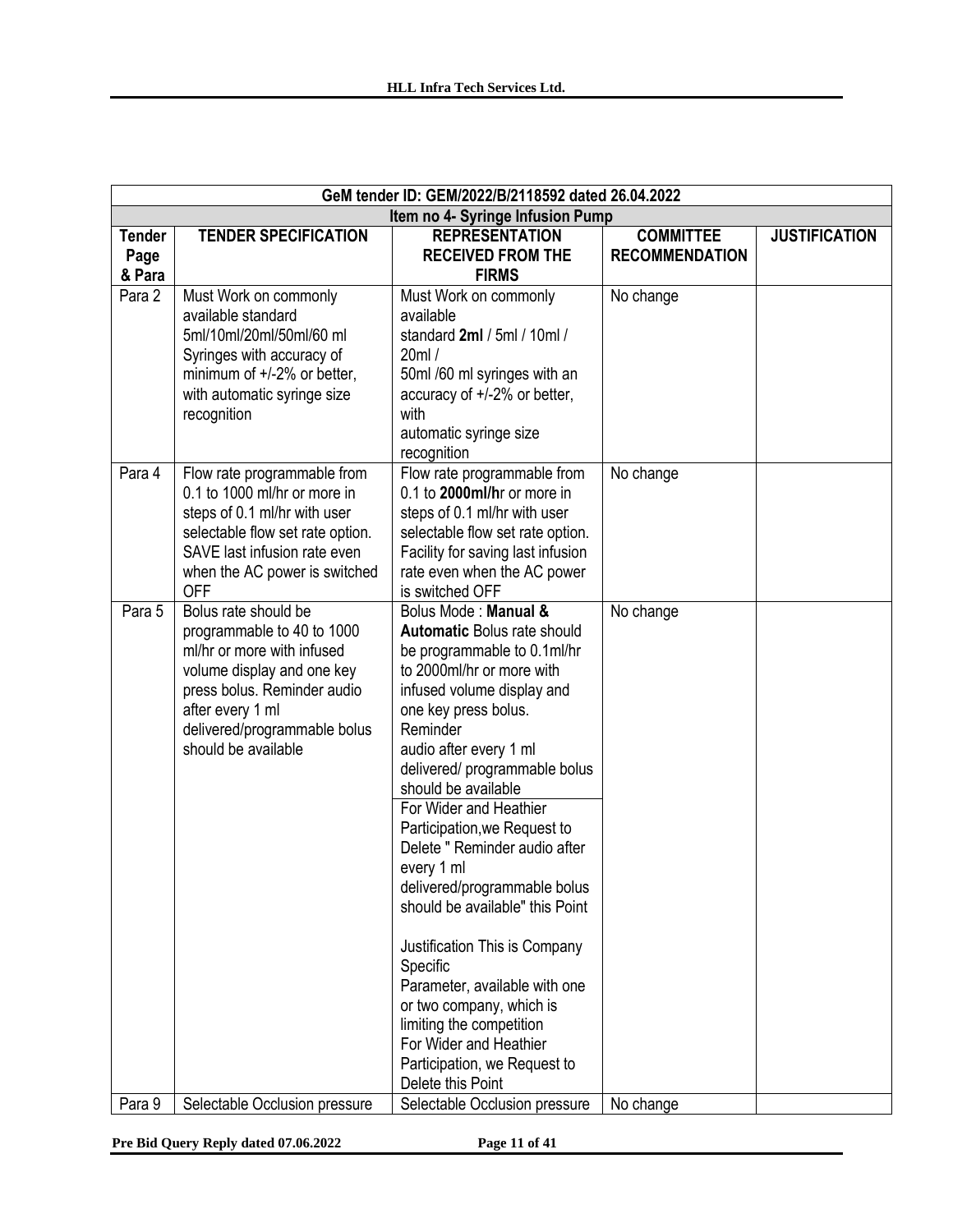| GeM tender ID: GEM/2022/B/2118592 dated 26.04.2022 | | | | |
|---|---|---|---|---|
| Item no 4- Syringe Infusion Pump | | | | |
| **Tender Page & Para** | **TENDER SPECIFICATION** | **REPRESENTATION RECEIVED FROM THE FIRMS** | **COMMITTEE RECOMMENDATION** | **JUSTIFICATION** |
| Para 2 | Must Work on commonly available standard 5ml/10ml/20ml/50ml/60 ml Syringes with accuracy of minimum of +/-2% or better, with automatic syringe size recognition | Must Work on commonly available standard **2ml** / 5ml / 10ml / 20ml / 50ml /60 ml syringes with an accuracy of +/-2% or better, with automatic syringe size recognition | No change | |
| Para 4 | Flow rate programmable from 0.1 to 1000 ml/hr or more in steps of 0.1 ml/hr with user selectable flow set rate option. SAVE last infusion rate even when the AC power is switched OFF | Flow rate programmable from 0.1 to **2000ml/h**r or more in steps of 0.1 ml/hr with user selectable flow set rate option. Facility for saving last infusion rate even when the AC power is switched OFF | No change | |
| Para 5 | Bolus rate should be programmable to 40 to 1000 ml/hr or more with infused volume display and one key press bolus. Reminder audio after every 1 ml delivered/programmable bolus should be available | Bolus Mode : **Manual & Automatic** Bolus rate should be programmable to 0.1ml/hr to 2000ml/hr or more with infused volume display and one key press bolus. Reminder audio after every 1 ml delivered/ programmable bolus should be available<br><br>For Wider and Heathier Participation,we Request to Delete " Reminder audio after every 1 ml delivered/programmable bolus should be available" this Point<br><br>Justification This is Company Specific Parameter, available with one or two company, which is limiting the competition For Wider and Heathier Participation, we Request to Delete this Point | No change | |
| Para 9 | Selectable Occlusion pressure | Selectable Occlusion pressure | No change | |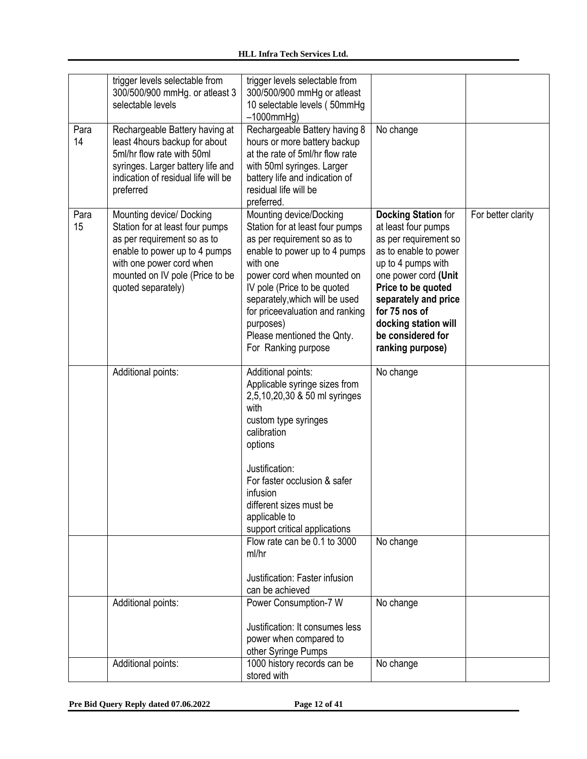|  |  |  |  |  |
|---|---|---|---|---|
|  | trigger levels selectable from 300/500/900 mmHg. or atleast 3 selectable levels | trigger levels selectable from 300/500/900 mmHg or atleast 10 selectable levels ( 50mmHg –1000mmHg) |  |  |
| Para 14 | Rechargeable Battery having at least 4hours backup for about 5ml/hr flow rate with 50ml syringes. Larger battery life and indication of residual life will be preferred | Rechargeable Battery having 8 hours or more battery backup at the rate of 5ml/hr flow rate with 50ml syringes. Larger battery life and indication of residual life will be preferred. | No change |  |
| Para 15 | Mounting device/ Docking Station for at least four pumps as per requirement so as to enable to power up to 4 pumps with one power cord when mounted on IV pole (Price to be quoted separately) | Mounting device/Docking Station for at least four pumps as per requirement so as to enable to power up to 4 pumps with one power cord when mounted on IV pole (Price to be quoted separately,which will be used for priceevaluation and ranking purposes) Please mentioned the Qnty. For Ranking purpose | **Docking Station** for at least four pumps as per requirement so as to enable to power up to 4 pumps with one power cord **(Unit Price to be quoted separately and price for 75 nos of docking station will be considered for ranking purpose)** | For better clarity |
|  | Additional points: | Additional points: Applicable syringe sizes from 2,5,10,20,30 & 50 ml syringes with custom type syringes calibration options<br><br>Justification: For faster occlusion & safer infusion different sizes must be applicable to support critical applications | No change |  |
|  |  | Flow rate can be 0.1 to 3000 ml/hr<br><br>Justification: Faster infusion can be achieved | No change |  |
|  | Additional points: | Power Consumption-7 W<br><br>Justification: It consumes less power when compared to other Syringe Pumps | No change |  |
|  | Additional points: | 1000 history records can be stored with | No change |  |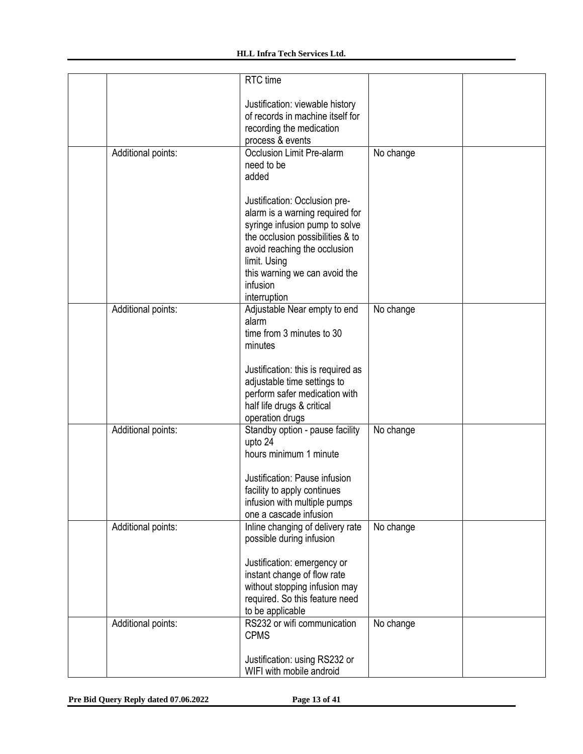| | | | | |
|---|---|---|---|---|
| | | RTC time<br><br>Justification: viewable history of records in machine itself for recording the medication process & events | | |
| | Additional points: | Occlusion Limit Pre-alarm need to be added<br><br>Justification: Occlusion pre-alarm is a warning required for syringe infusion pump to solve the occlusion possibilities & to avoid reaching the occlusion limit. Using this warning we can avoid the infusion interruption | No change | |
| | Additional points: | Adjustable Near empty to end alarm time from 3 minutes to 30 minutes<br><br>Justification: this is required as adjustable time settings to perform safer medication with half life drugs & critical operation drugs | No change | |
| | Additional points: | Standby option - pause facility upto 24 hours minimum 1 minute<br><br>Justification: Pause infusion facility to apply continues infusion with multiple pumps one a cascade infusion | No change | |
| | Additional points: | Inline changing of delivery rate possible during infusion<br><br>Justification: emergency or instant change of flow rate without stopping infusion may required. So this feature need to be applicable | No change | |
| | Additional points: | RS232 or wifi communication CPMS<br><br>Justification: using RS232 or WIFI with mobile android | No change | |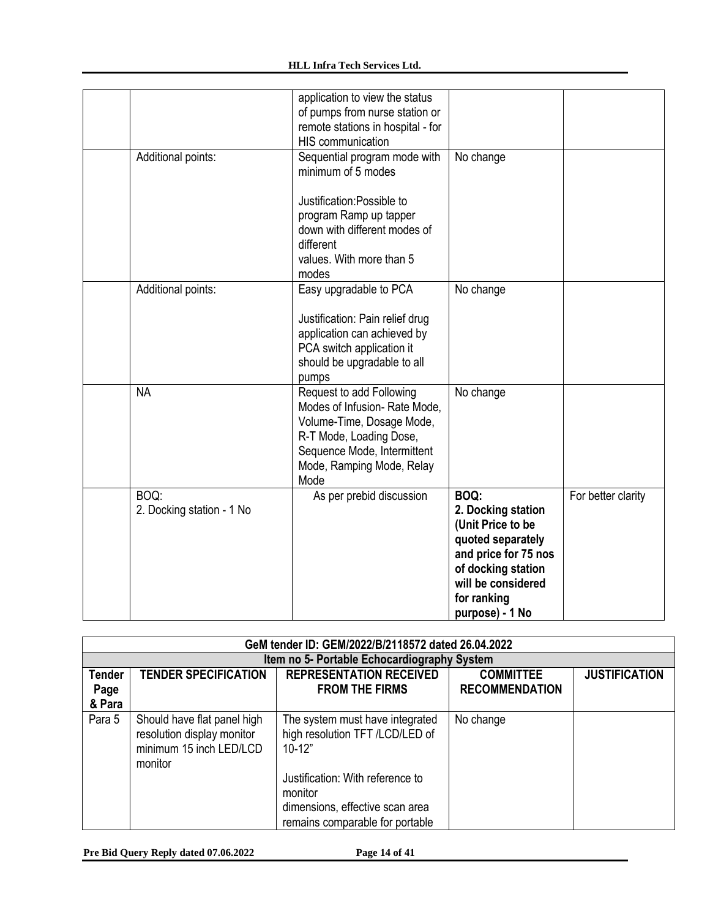| | | | | |
|---|---|---|---|---|
| | | application to view the status of pumps from nurse station or remote stations in hospital - for HIS communication | | |
| | Additional points: | Sequential program mode with minimum of 5 modes<br><br>Justification:Possible to program Ramp up tapper down with different modes of different values. With more than 5 modes | No change | |
| | Additional points: | Easy upgradable to PCA<br><br>Justification: Pain relief drug application can achieved by PCA switch application it should be upgradable to all pumps | No change | |
| | NA | Request to add Following Modes of Infusion- Rate Mode, Volume-Time, Dosage Mode, R-T Mode, Loading Dose, Sequence Mode, Intermittent Mode, Ramping Mode, Relay Mode | No change | |
| | BOQ:<br>2. Docking station - 1 No | As per prebid discussion | **BOQ:<br>2. Docking station (Unit Price to be quoted separately and price for 75 nos of docking station will be considered for ranking purpose) - 1 No** | For better clarity |

| **GeM tender ID: GEM/2022/B/2118572 dated 26.04.2022** | | | | |
|---|---|---|---|---|
| **Item no 5- Portable Echocardiography System** | | | | |
| **Tender Page & Para** | **TENDER SPECIFICATION** | **REPRESENTATION RECEIVED FROM THE FIRMS** | **COMMITTEE RECOMMENDATION** | **JUSTIFICATION** |
| Para 5 | Should have flat panel high resolution display monitor minimum 15 inch LED/LCD monitor | The system must have integrated high resolution TFT /LCD/LED of 10-12"<br><br>Justification: With reference to monitor dimensions, effective scan area remains comparable for portable | No change | |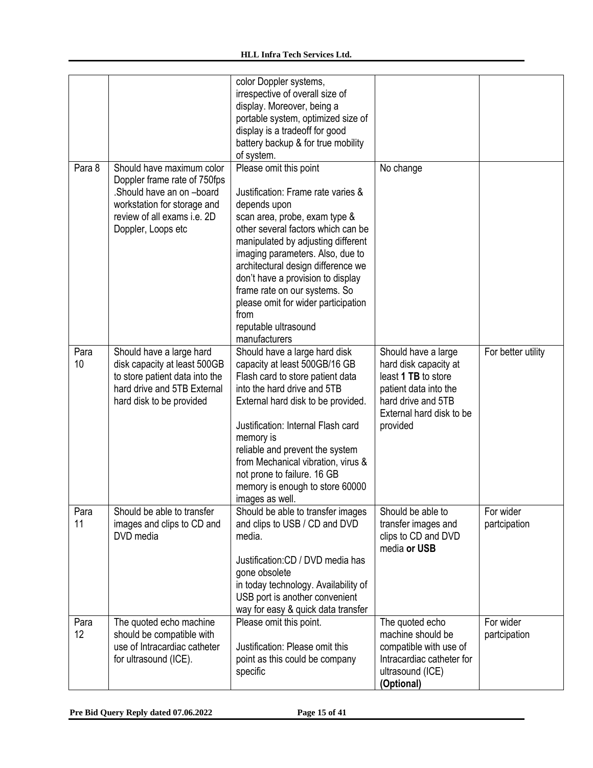| | | color Doppler systems, irrespective of overall size of display. Moreover, being a portable system, optimized size of display is a tradeoff for good battery backup & for true mobility of system. | | |
|---|---|---|---|---|
| Para 8 | Should have maximum color Doppler frame rate of 750fps .Should have an on –board workstation for storage and review of all exams i.e. 2D Doppler, Loops etc | Please omit this point<br><br>Justification: Frame rate varies & depends upon scan area, probe, exam type & other several factors which can be manipulated by adjusting different imaging parameters. Also, due to architectural design difference we don't have a provision to display frame rate on our systems. So please omit for wider participation from reputable ultrasound manufacturers | No change | |
| Para 10 | Should have a large hard disk capacity at least 500GB to store patient data into the hard drive and 5TB External hard disk to be provided | Should have a large hard disk capacity at least 500GB/16 GB Flash card to store patient data into the hard drive and 5TB External hard disk to be provided.<br><br>Justification: Internal Flash card memory is reliable and prevent the system from Mechanical vibration, virus & not prone to failure. 16 GB memory is enough to store 60000 images as well. | Should have a large hard disk capacity at least **1 TB** to store patient data into the hard drive and 5TB External hard disk to be provided | For better utility |
| Para 11 | Should be able to transfer images and clips to CD and DVD media | Should be able to transfer images and clips to USB / CD and DVD media.<br><br>Justification:CD / DVD media has gone obsolete in today technology. Availability of USB port is another convenient way for easy & quick data transfer | Should be able to transfer images and clips to CD and DVD media **or USB** | For wider partcipation |
| Para 12 | The quoted echo machine should be compatible with use of Intracardiac catheter for ultrasound (ICE). | Please omit this point.<br><br>Justification: Please omit this point as this could be company specific | The quoted echo machine should be compatible with use of Intracardiac catheter for ultrasound (ICE) **(Optional)** | For wider partcipation |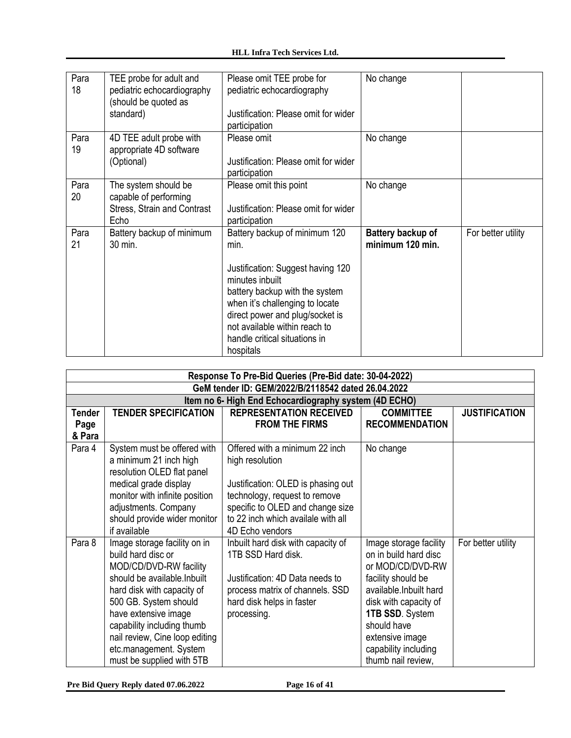| Para 18 | TEE probe for adult and pediatric echocardiography (should be quoted as standard) | Please omit TEE probe for pediatric echocardiography<br><br>Justification: Please omit for wider participation | No change | |
|---|---|---|---|---|
| Para 19 | 4D TEE adult probe with appropriate 4D software (Optional) | Please omit<br><br>Justification: Please omit for wider participation | No change | |
| Para 20 | The system should be capable of performing Stress, Strain and Contrast Echo | Please omit this point<br><br>Justification: Please omit for wider participation | No change | |
| Para 21 | Battery backup of minimum 30 min. | Battery backup of minimum 120 min.<br><br>Justification: Suggest having 120 minutes inbuilt battery backup with the system when it's challenging to locate direct power and plug/socket is not available within reach to handle critical situations in hospitals | **Battery backup of minimum 120 min.** | For better utility |

| Response To Pre-Bid Queries (Pre-Bid date: 30-04-2022) | | | | |
|---|---|---|---|---|
| **GeM tender ID: GEM/2022/B/2118542 dated 26.04.2022** | | | | |
| **Item no 6- High End Echocardiography system (4D ECHO)** | | | | |
| **Tender Page & Para** | **TENDER SPECIFICATION** | **REPRESENTATION RECEIVED FROM THE FIRMS** | **COMMITTEE RECOMMENDATION** | **JUSTIFICATION** |
| Para 4 | System must be offered with a minimum 21 inch high resolution OLED flat panel medical grade display monitor with infinite position adjustments. Company should provide wider monitor if available | Offered with a minimum 22 inch high resolution<br><br>Justification: OLED is phasing out technology, request to remove specific to OLED and change size to 22 inch which availale with all 4D Echo vendors | No change | |
| Para 8 | Image storage facility on in build hard disc or MOD/CD/DVD-RW facility should be available.Inbuilt hard disk with capacity of 500 GB. System should have extensive image capability including thumb nail review, Cine loop editing etc.management. System must be supplied with 5TB | Inbuilt hard disk with capacity of 1TB SSD Hard disk.<br><br>Justification: 4D Data needs to process matrix of channels. SSD hard disk helps in faster processing. | Image storage facility on in build hard disc or MOD/CD/DVD-RW facility should be available.Inbuilt hard disk with capacity of **1TB SSD**. System should have extensive image capability including thumb nail review, | For better utility |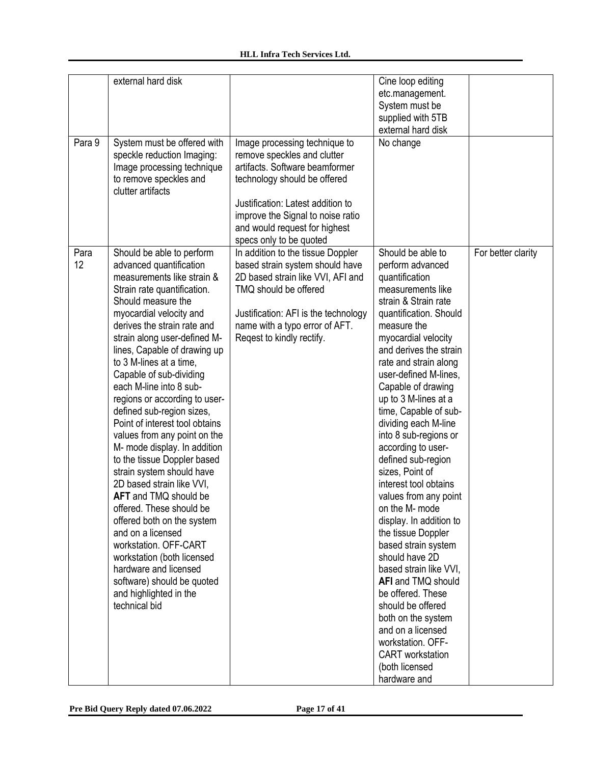| | external hard disk | | Cine loop editing etc.management. System must be supplied with 5TB external hard disk | |
|---|---|---|---|---|
| Para 9 | System must be offered with speckle reduction Imaging: Image processing technique to remove speckles and clutter artifacts | Image processing technique to remove speckles and clutter artifacts. Software beamformer technology should be offered<br><br>Justification: Latest addition to improve the Signal to noise ratio and would request for highest specs only to be quoted | No change | |
| Para 12 | Should be able to perform advanced quantification measurements like strain & Strain rate quantification. Should measure the myocardial velocity and derives the strain rate and strain along user-defined M-lines, Capable of drawing up to 3 M-lines at a time, Capable of sub-dividing each M-line into 8 sub-regions or according to user-defined sub-region sizes, Point of interest tool obtains values from any point on the M- mode display. In addition to the tissue Doppler based strain system should have 2D based strain like VVI, **AFT** and TMQ should be offered. These should be offered both on the system and on a licensed workstation. OFF-CART workstation (both licensed hardware and licensed software) should be quoted and highlighted in the technical bid | In addition to the tissue Doppler based strain system should have 2D based strain like VVI, AFI and TMQ should be offered<br><br>Justification: AFI is the technology name with a typo error of AFT. Reqest to kindly rectify. | Should be able to perform advanced quantification measurements like strain & Strain rate quantification. Should measure the myocardial velocity and derives the strain rate and strain along user-defined M-lines, Capable of drawing up to 3 M-lines at a time, Capable of sub-dividing each M-line into 8 sub-regions or according to user-defined sub-region sizes, Point of interest tool obtains values from any point on the M- mode display. In addition to the tissue Doppler based strain system should have 2D based strain like VVI, **AFI** and TMQ should be offered. These should be offered both on the system and on a licensed workstation. OFF-CART workstation (both licensed hardware and | For better clarity |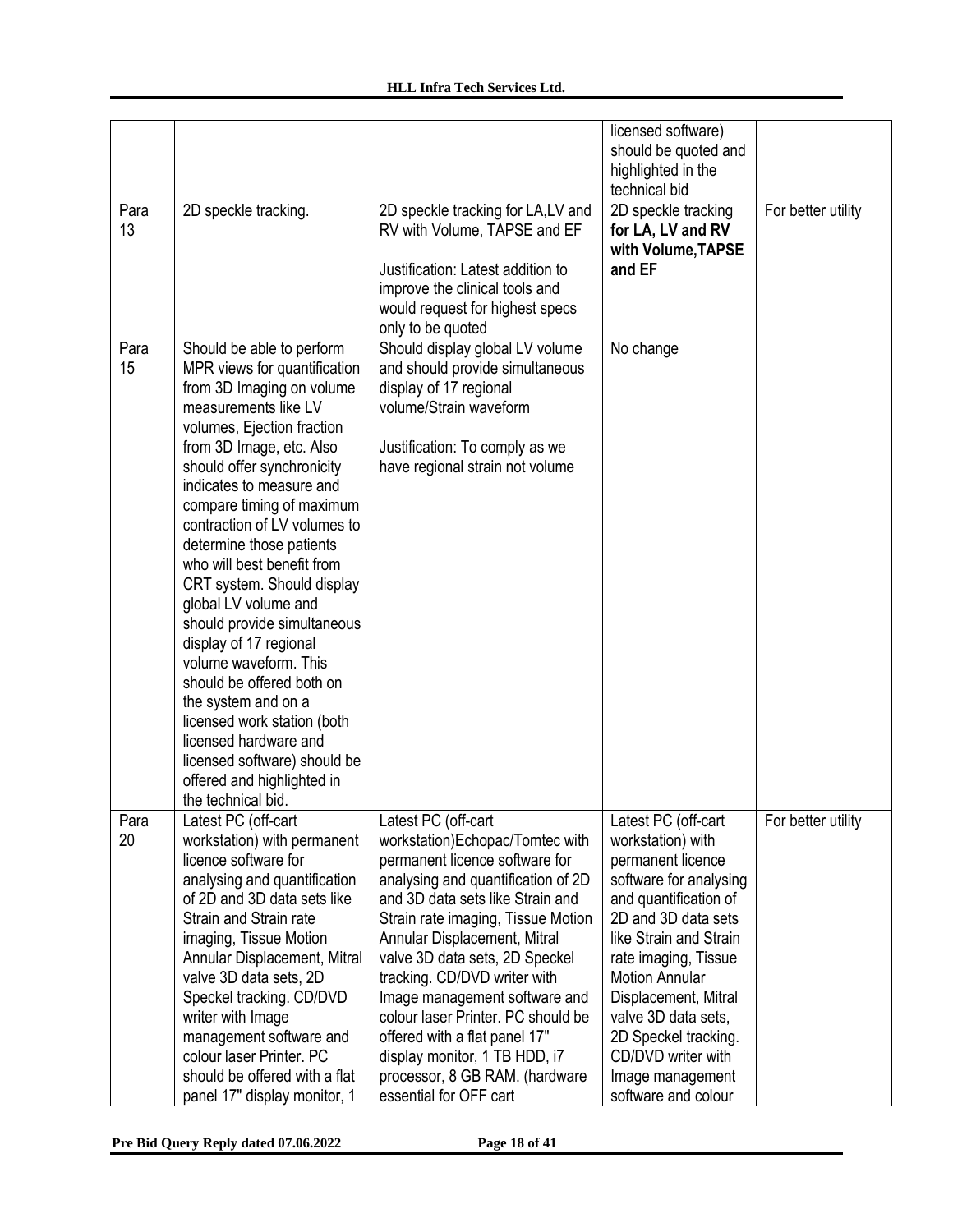| | | | licensed software) should be quoted and highlighted in the technical bid | |
|---|---|---|---|---|
| Para 13 | 2D speckle tracking. | 2D speckle tracking for LA,LV and RV with Volume, TAPSE and EF<br><br>Justification: Latest addition to improve the clinical tools and would request for highest specs only to be quoted | 2D speckle tracking **for LA, LV and RV with Volume,TAPSE and EF** | For better utility |
| Para 15 | Should be able to perform MPR views for quantification from 3D Imaging on volume measurements like LV volumes, Ejection fraction from 3D Image, etc. Also should offer synchronicity indicates to measure and compare timing of maximum contraction of LV volumes to determine those patients who will best benefit from CRT system. Should display global LV volume and should provide simultaneous display of 17 regional volume waveform. This should be offered both on the system and on a licensed work station (both licensed hardware and licensed software) should be offered and highlighted in the technical bid. | Should display global LV volume and should provide simultaneous display of 17 regional volume/Strain waveform<br><br>Justification: To comply as we have regional strain not volume | No change | |
| Para 20 | Latest PC (off-cart workstation) with permanent licence software for analysing and quantification of 2D and 3D data sets like Strain and Strain rate imaging, Tissue Motion Annular Displacement, Mitral valve 3D data sets, 2D Speckel tracking. CD/DVD writer with Image management software and colour laser Printer. PC should be offered with a flat panel 17" display monitor, 1 | Latest PC (off-cart workstation)Echopac/Tomtec with permanent licence software for analysing and quantification of 2D and 3D data sets like Strain and Strain rate imaging, Tissue Motion Annular Displacement, Mitral valve 3D data sets, 2D Speckel tracking. CD/DVD writer with Image management software and colour laser Printer. PC should be offered with a flat panel 17" display monitor, 1 TB HDD, i7 processor, 8 GB RAM. (hardware essential for OFF cart | Latest PC (off-cart workstation) with permanent licence software for analysing and quantification of 2D and 3D data sets like Strain and Strain rate imaging, Tissue Motion Annular Displacement, Mitral valve 3D data sets, 2D Speckel tracking. CD/DVD writer with Image management software and colour | For better utility |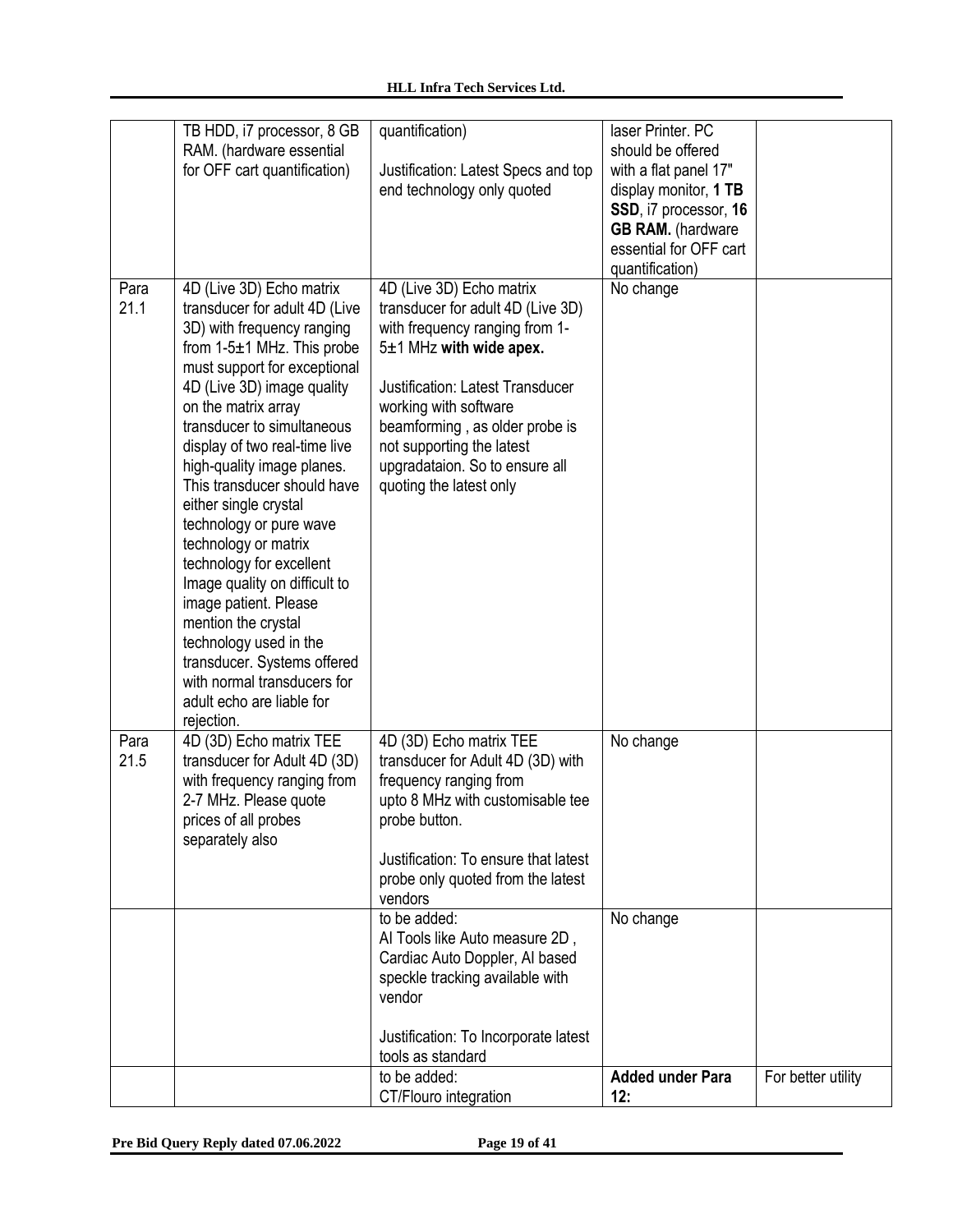| | TB HDD, i7 processor, 8 GB RAM. (hardware essential for OFF cart quantification) | quantification)<br><br>Justification: Latest Specs and top end technology only quoted | laser Printer. PC should be offered with a flat panel 17" display monitor, **1 TB SSD**, i7 processor, **16 GB RAM.** (hardware essential for OFF cart quantification) | |
|---|---|---|---|---|
| Para 21.1 | 4D (Live 3D) Echo matrix transducer for adult 4D (Live 3D) with frequency ranging from 1-5±1 MHz. This probe must support for exceptional 4D (Live 3D) image quality on the matrix array transducer to simultaneous display of two real-time live high-quality image planes. This transducer should have either single crystal technology or pure wave technology or matrix technology for excellent Image quality on difficult to image patient. Please mention the crystal technology used in the transducer. Systems offered with normal transducers for adult echo are liable for rejection. | 4D (Live 3D) Echo matrix transducer for adult 4D (Live 3D) with frequency ranging from 1-5±1 MHz **with wide apex.**<br><br>Justification: Latest Transducer working with software beamforming , as older probe is not supporting the latest upgradataion. So to ensure all quoting the latest only | No change | |
| Para 21.5 | 4D (3D) Echo matrix TEE transducer for Adult 4D (3D) with frequency ranging from 2-7 MHz. Please quote prices of all probes separately also | 4D (3D) Echo matrix TEE transducer for Adult 4D (3D) with frequency ranging from upto 8 MHz with customisable tee probe button.<br><br>Justification: To ensure that latest probe only quoted from the latest vendors | No change | |
| | | to be added:<br>AI Tools like Auto measure 2D , Cardiac Auto Doppler, AI based speckle tracking available with vendor<br><br>Justification: To Incorporate latest tools as standard | No change | |
| | | to be added:<br>CT/Flouro integration | **Added under Para 12:** | For better utility |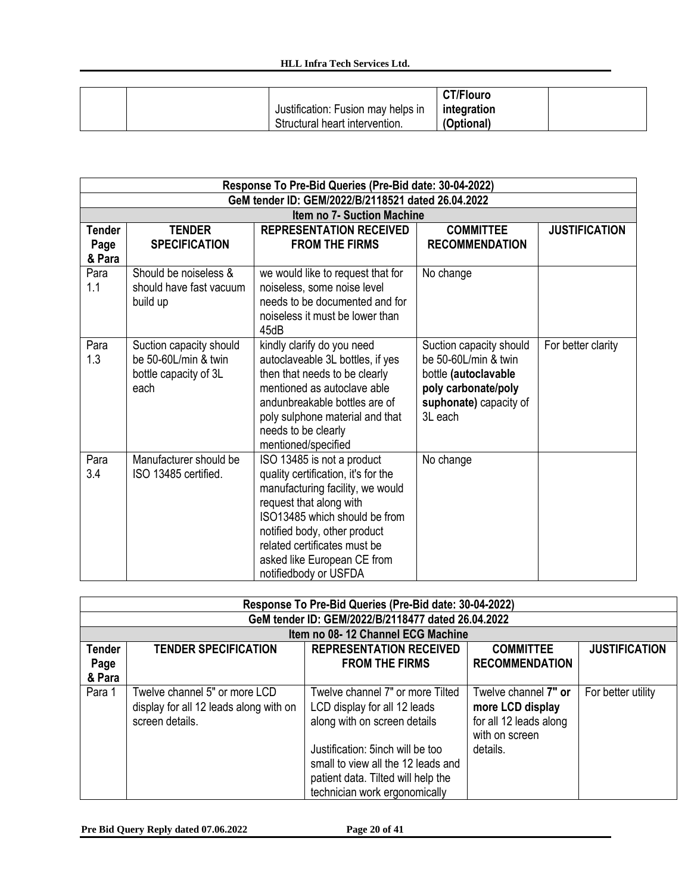| | | Justification: Fusion may helps in Structural heart intervention. | **CT/Flouro integration (Optional)** | |
|---|---|---|---|---|

| Response To Pre-Bid Queries (Pre-Bid date: 30-04-2022) | | | | |
|---|---|---|---|---|
| **GeM tender ID: GEM/2022/B/2118521 dated 26.04.2022** | | | | |
| **Item no 7- Suction Machine** | | | | |
| **Tender Page & Para** | **TENDER SPECIFICATION** | **REPRESENTATION RECEIVED FROM THE FIRMS** | **COMMITTEE RECOMMENDATION** | **JUSTIFICATION** |
| Para 1.1 | Should be noiseless & should have fast vacuum build up | we would like to request that for noiseless, some noise level needs to be documented and for noiseless it must be lower than 45dB | No change | |
| Para 1.3 | Suction capacity should be 50-60L/min & twin bottle capacity of 3L each | kindly clarify do you need autoclaveable 3L bottles, if yes then that needs to be clearly mentioned as autoclave able andunbreakable bottles are of poly sulphone material and that needs to be clearly mentioned/specified | Suction capacity should be 50-60L/min & twin bottle **(autoclavable poly carbonate/poly suphonate)** capacity of 3L each | For better clarity |
| Para 3.4 | Manufacturer should be ISO 13485 certified. | ISO 13485 is not a product quality certification, it's for the manufacturing facility, we would request that along with ISO13485 which should be from notified body, other product related certificates must be asked like European CE from notifiedbody or USFDA | No change | |

| Response To Pre-Bid Queries (Pre-Bid date: 30-04-2022) | | | | |
|---|---|---|---|---|
| **GeM tender ID: GEM/2022/B/2118477 dated 26.04.2022** | | | | |
| **Item no 08- 12 Channel ECG Machine** | | | | |
| **Tender Page & Para** | **TENDER SPECIFICATION** | **REPRESENTATION RECEIVED FROM THE FIRMS** | **COMMITTEE RECOMMENDATION** | **JUSTIFICATION** |
| Para 1 | Twelve channel 5" or more LCD display for all 12 leads along with on screen details. | Twelve channel 7" or more Tilted LCD display for all 12 leads along with on screen details<br><br>Justification: 5inch will be too small to view all the 12 leads and patient data. Tilted will help the technician work ergonomically | Twelve channel **7" or more LCD display** for all 12 leads along with on screen details. | For better utility |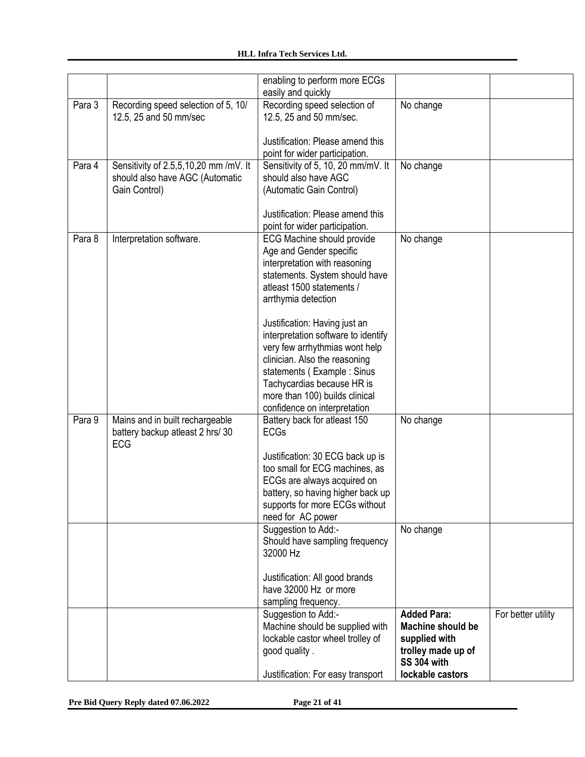| | | enabling to perform more ECGs easily and quickly | | |
|---|---|---|---|---|
| Para 3 | Recording speed selection of 5, 10/ 12.5, 25 and 50 mm/sec | Recording speed selection of 12.5, 25 and 50 mm/sec.<br><br>Justification: Please amend this point for wider participation. | No change | |
| Para 4 | Sensitivity of 2.5,5,10,20 mm /mV. It should also have AGC (Automatic Gain Control) | Sensitivity of 5, 10, 20 mm/mV. It should also have AGC (Automatic Gain Control)<br><br>Justification: Please amend this point for wider participation. | No change | |
| Para 8 | Interpretation software. | ECG Machine should provide Age and Gender specific interpretation with reasoning statements. System should have atleast 1500 statements / arrthymia detection<br><br>Justification: Having just an interpretation software to identify very few arrhythmias wont help clinician. Also the reasoning statements ( Example : Sinus Tachycardias because HR is more than 100) builds clinical confidence on interpretation | No change | |
| Para 9 | Mains and in built rechargeable battery backup atleast 2 hrs/ 30 ECG | Battery back for atleast 150 ECGs<br><br>Justification: 30 ECG back up is too small for ECG machines, as ECGs are always acquired on battery, so having higher back up supports for more ECGs without need for AC power | No change | |
| | | Suggestion to Add:-<br>Should have sampling frequency 32000 Hz<br><br>Justification: All good brands have 32000 Hz or more sampling frequency. | No change | |
| | | Suggestion to Add:-<br>Machine should be supplied with lockable castor wheel trolley of good quality .<br><br>Justification: For easy transport | **Added Para: Machine should be supplied with trolley made up of SS 304 with lockable castors** | For better utility |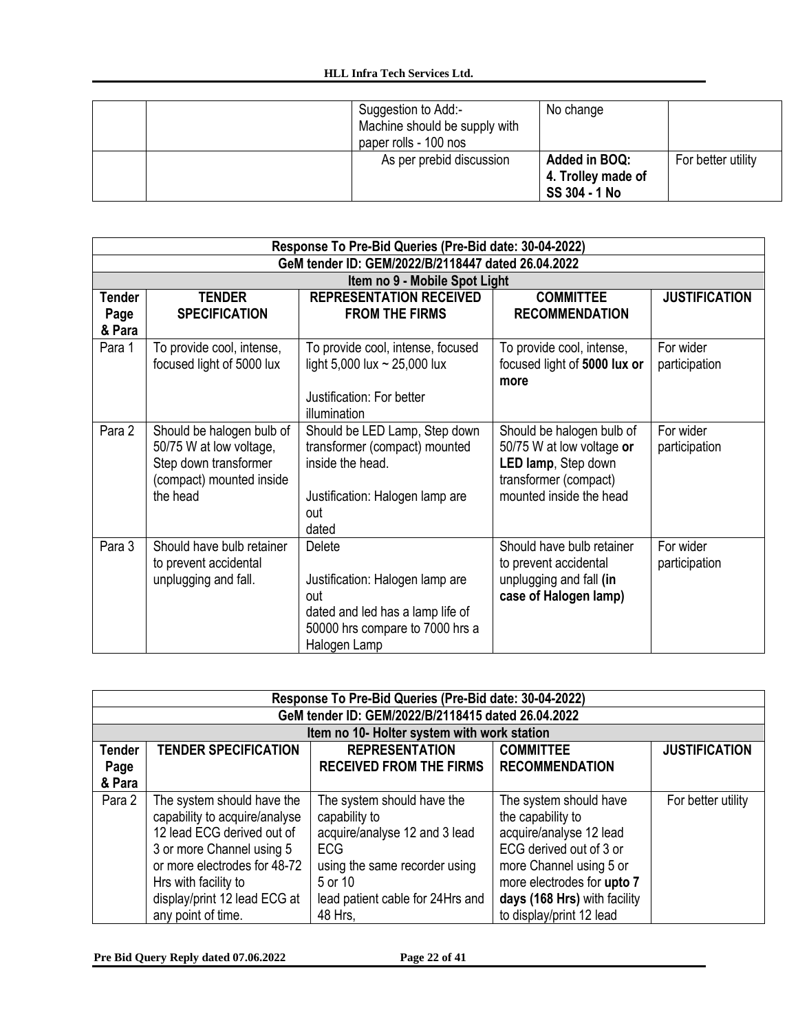| | | Suggestion to Add:- Machine should be supply with paper rolls - 100 nos | No change | |
|---|---|---|---|---|
| | | As per prebid discussion | **Added in BOQ: 4. Trolley made of SS 304 - 1 No** | For better utility |

| Response To Pre-Bid Queries (Pre-Bid date: 30-04-2022) | | | | |
|---|---|---|---|---|
| GeM tender ID: GEM/2022/B/2118447 dated 26.04.2022 | | | | |
| Item no 9 - Mobile Spot Light | | | | |
| **Tender Page & Para** | **TENDER SPECIFICATION** | **REPRESENTATION RECEIVED FROM THE FIRMS** | **COMMITTEE RECOMMENDATION** | **JUSTIFICATION** |
| Para 1 | To provide cool, intense, focused light of 5000 lux | To provide cool, intense, focused light 5,000 lux ~ 25,000 lux<br><br>Justification: For better illumination | To provide cool, intense, focused light of **5000 lux or more** | For wider participation |
| Para 2 | Should be halogen bulb of 50/75 W at low voltage, Step down transformer (compact) mounted inside the head | Should be LED Lamp, Step down transformer (compact) mounted inside the head.<br><br>Justification: Halogen lamp are out dated | Should be halogen bulb of 50/75 W at low voltage **or LED lamp**, Step down transformer (compact) mounted inside the head | For wider participation |
| Para 3 | Should have bulb retainer to prevent accidental unplugging and fall. | Delete<br><br>Justification: Halogen lamp are out dated and led has a lamp life of 50000 hrs compare to 7000 hrs a Halogen Lamp | Should have bulb retainer to prevent accidental unplugging and fall **(in case of Halogen lamp)** | For wider participation |

| Response To Pre-Bid Queries (Pre-Bid date: 30-04-2022) | | | | |
|---|---|---|---|---|
| GeM tender ID: GEM/2022/B/2118415 dated 26.04.2022 | | | | |
| Item no 10- Holter system with work station | | | | |
| **Tender Page & Para** | **TENDER SPECIFICATION** | **REPRESENTATION RECEIVED FROM THE FIRMS** | **COMMITTEE RECOMMENDATION** | **JUSTIFICATION** |
| Para 2 | The system should have the capability to acquire/analyse 12 lead ECG derived out of 3 or more Channel using 5 or more electrodes for 48-72 Hrs with facility to display/print 12 lead ECG at any point of time. | The system should have the capability to acquire/analyse 12 and 3 lead ECG using the same recorder using 5 or 10 lead patient cable for 24Hrs and 48 Hrs, | The system should have the capability to acquire/analyse 12 lead ECG derived out of 3 or more Channel using 5 or more electrodes for **upto 7 days (168 Hrs)** with facility to display/print 12 lead | For better utility |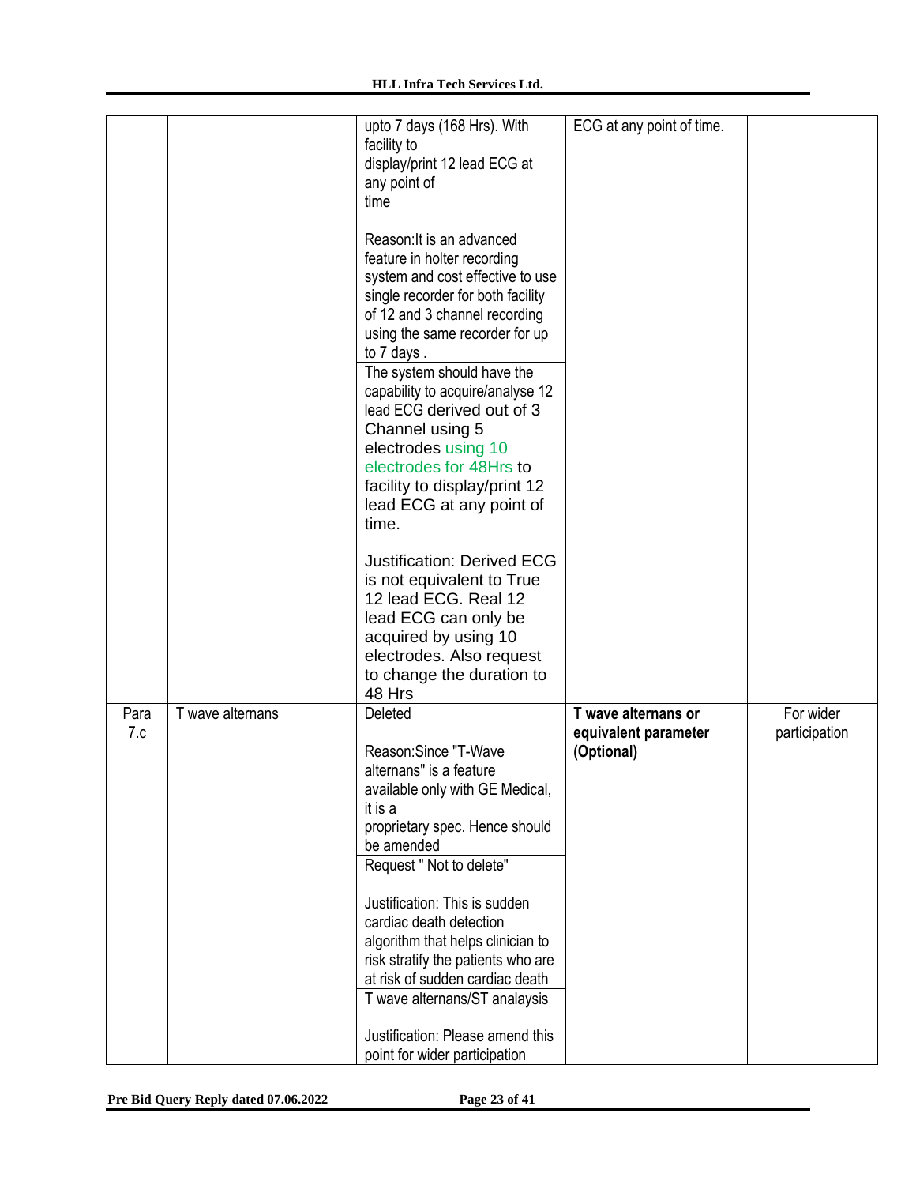| | | | | |
|---|---|---|---|---|
| | | upto 7 days (168 Hrs). With facility to display/print 12 lead ECG at any point of time<br><br>Reason:It is an advanced feature in holter recording system and cost effective to use single recorder for both facility of 12 and 3 channel recording using the same recorder for up to 7 days .<br><br>The system should have the capability to acquire/analyse 12 lead ECG ~~derived out of 3 Channel using 5 electrodes~~ using 10 electrodes for 48Hrs to facility to display/print 12 lead ECG at any point of time.<br><br>Justification: Derived ECG is not equivalent to True 12 lead ECG. Real 12 lead ECG can only be acquired by using 10 electrodes. Also request to change the duration to 48 Hrs | ECG at any point of time. | |
| Para 7.c | T wave alternans | Deleted<br><br>Reason:Since "T-Wave alternans" is a feature available only with GE Medical, it is a proprietary spec. Hence should be amended<br><br>Request " Not to delete"<br><br>Justification: This is sudden cardiac death detection algorithm that helps clinician to risk stratify the patients who are at risk of sudden cardiac death<br><br>T wave alternans/ST analaysis<br><br>Justification: Please amend this point for wider participation | **T wave alternans or equivalent parameter (Optional)** | For wider participation |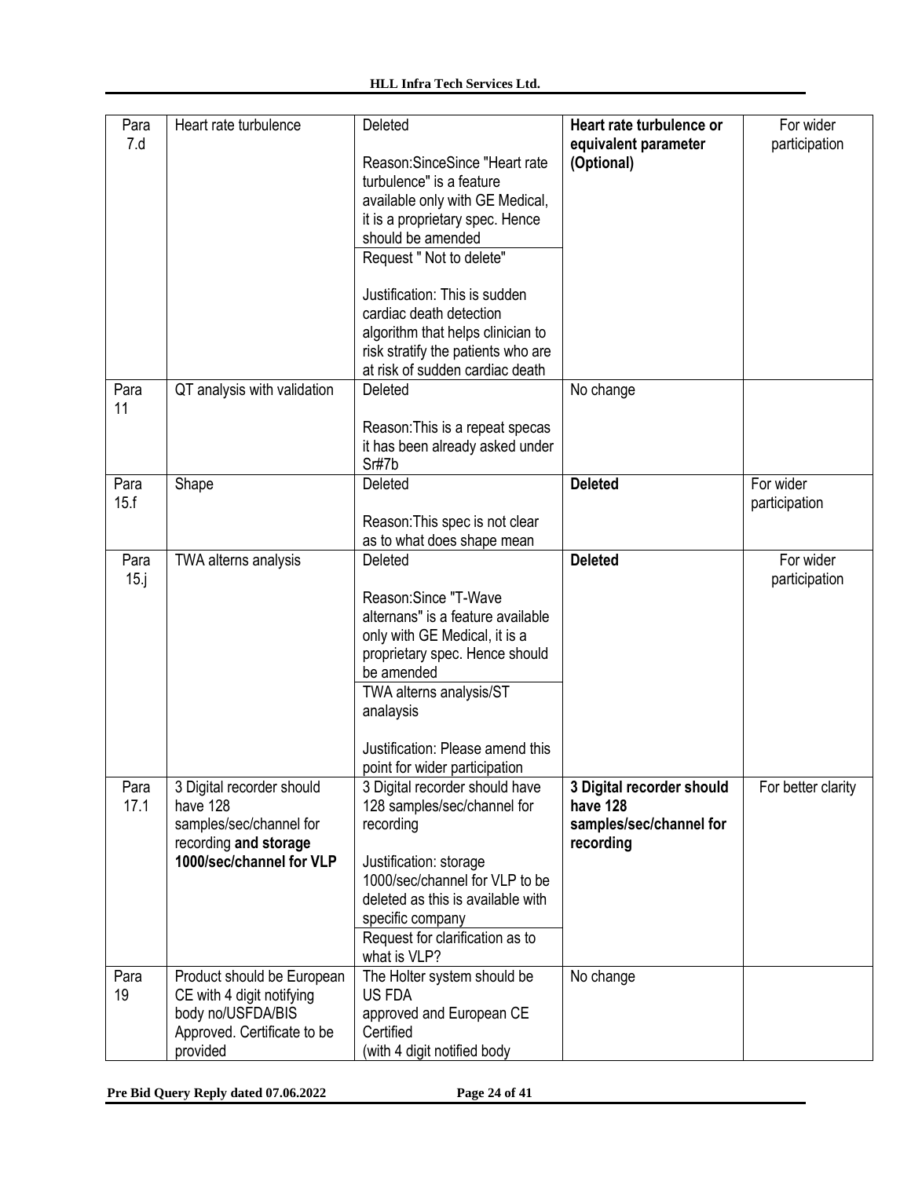| Para 7.d | Heart rate turbulence | Deleted<br><br>Reason:SinceSince "Heart rate turbulence" is a feature available only with GE Medical, it is a proprietary spec. Hence should be amended<br><br>Request " Not to delete"<br><br>Justification: This is sudden cardiac death detection algorithm that helps clinician to risk stratify the patients who are at risk of sudden cardiac death | **Heart rate turbulence or equivalent parameter (Optional)** | For wider participation |
|---|---|---|---|---|
| Para 11 | QT analysis with validation | Deleted<br><br>Reason:This is a repeat specas it has been already asked under Sr#7b | No change | |
| Para 15.f | Shape | Deleted<br><br>Reason:This spec is not clear as to what does shape mean | **Deleted** | For wider participation |
| Para 15.j | TWA alterns analysis | Deleted<br><br>Reason:Since "T-Wave alternans" is a feature available only with GE Medical, it is a proprietary spec. Hence should be amended<br><br>TWA alterns analysis/ST analaysis<br><br>Justification: Please amend this point for wider participation | **Deleted** | For wider participation |
| Para 17.1 | 3 Digital recorder should have 128 samples/sec/channel for recording **and storage 1000/sec/channel for VLP** | 3 Digital recorder should have 128 samples/sec/channel for recording<br><br>Justification: storage 1000/sec/channel for VLP to be deleted as this is available with specific company<br><br>Request for clarification as to what is VLP? | **3 Digital recorder should have 128 samples/sec/channel for recording** | For better clarity |
| Para 19 | Product should be European CE with 4 digit notifying body no/USFDA/BIS Approved. Certificate to be provided | The Holter system should be US FDA approved and European CE Certified (with 4 digit notified body | No change | |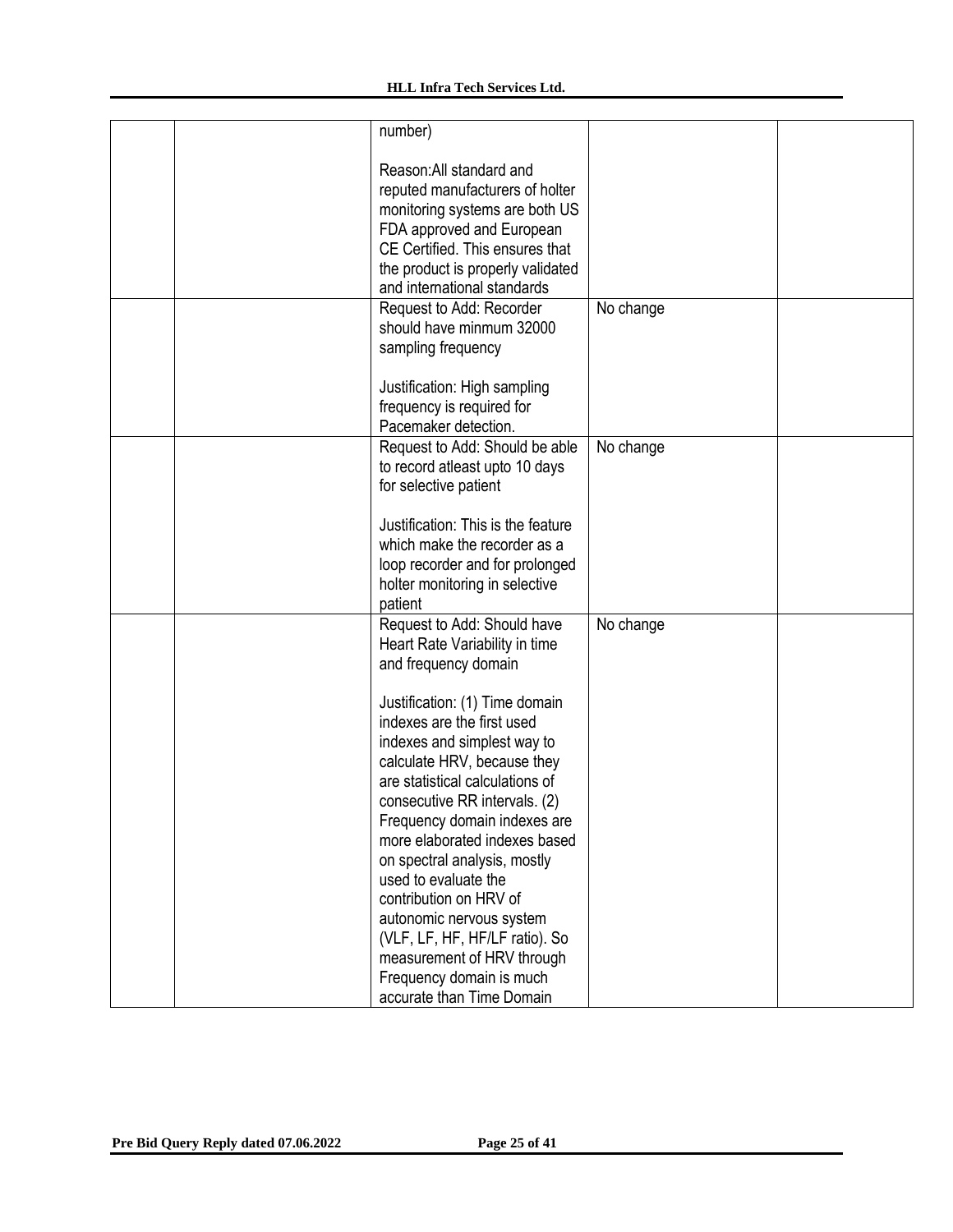| | | | | |
|---|---|---|---|---|
| | | number)<br><br>Reason:All standard and reputed manufacturers of holter monitoring systems are both US FDA approved and European CE Certified. This ensures that the product is properly validated and international standards | | |
| | | Request to Add: Recorder should have minmum 32000 sampling frequency<br><br>Justification: High sampling frequency is required for Pacemaker detection. | No change | |
| | | Request to Add: Should be able to record atleast upto 10 days for selective patient<br><br>Justification: This is the feature which make the recorder as a loop recorder and for prolonged holter monitoring in selective patient | No change | |
| | | Request to Add: Should have Heart Rate Variability in time and frequency domain<br><br>Justification: (1) Time domain indexes are the first used indexes and simplest way to calculate HRV, because they are statistical calculations of consecutive RR intervals. (2) Frequency domain indexes are more elaborated indexes based on spectral analysis, mostly used to evaluate the contribution on HRV of autonomic nervous system (VLF, LF, HF, HF/LF ratio). So measurement of HRV through Frequency domain is much accurate than Time Domain | No change | |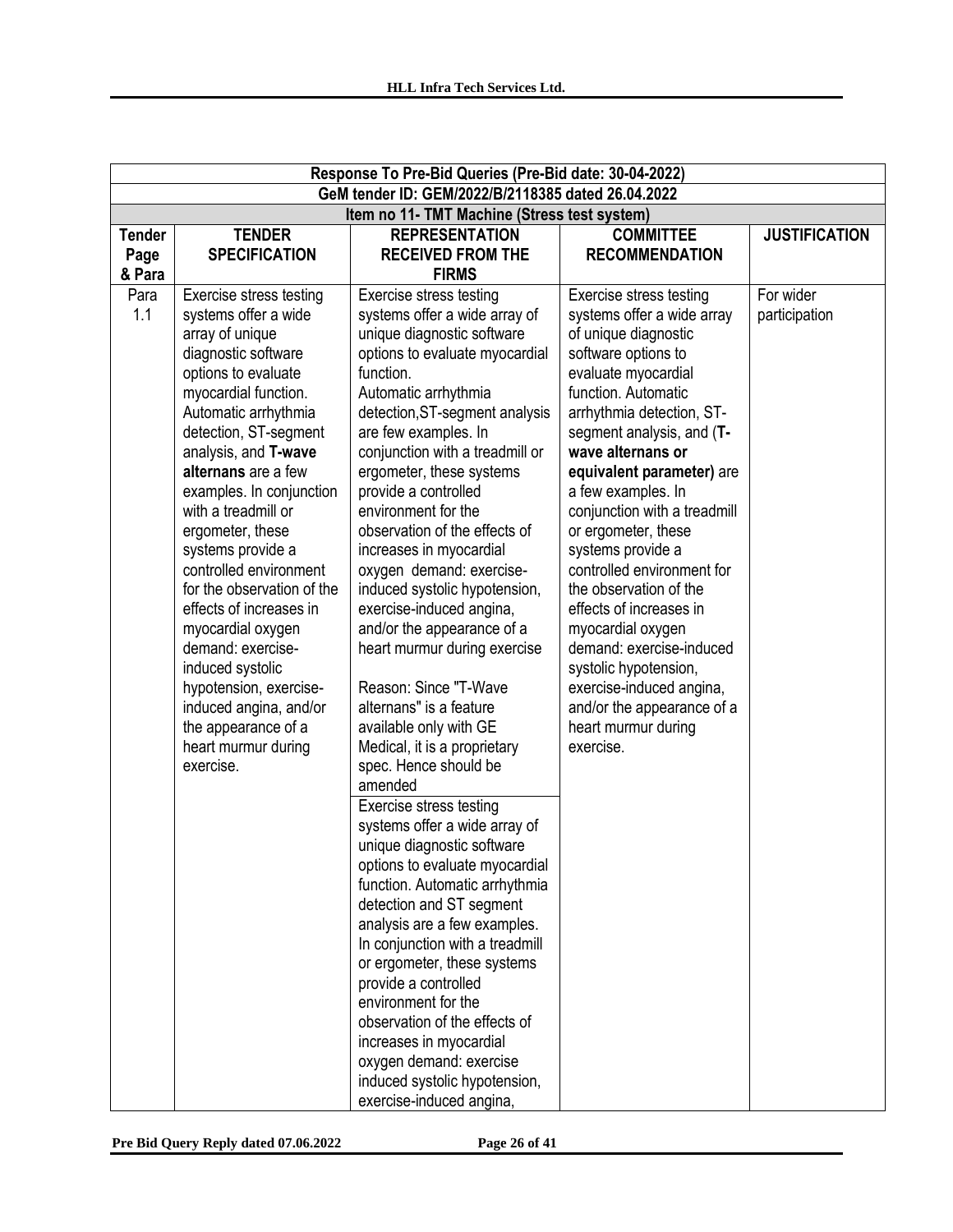| Response To Pre-Bid Queries (Pre-Bid date: 30-04-2022) | | | | |
|---|---|---|---|---|
| GeM tender ID: GEM/2022/B/2118385 dated 26.04.2022 | | | | |
| Item no 11- TMT Machine (Stress test system) | | | | |
| **Tender Page & Para** | **TENDER SPECIFICATION** | **REPRESENTATION RECEIVED FROM THE FIRMS** | **COMMITTEE RECOMMENDATION** | **JUSTIFICATION** |
| Para 1.1 | Exercise stress testing systems offer a wide array of unique diagnostic software options to evaluate myocardial function. Automatic arrhythmia detection, ST-segment analysis, and **T-wave alternans** are a few examples. In conjunction with a treadmill or ergometer, these systems provide a controlled environment for the observation of the effects of increases in myocardial oxygen demand: exercise-induced systolic hypotension, exercise-induced angina, and/or the appearance of a heart murmur during exercise. | Exercise stress testing systems offer a wide array of unique diagnostic software options to evaluate myocardial function.<br>Automatic arrhythmia detection,ST-segment analysis are few examples. In conjunction with a treadmill or ergometer, these systems provide a controlled environment for the observation of the effects of increases in myocardial oxygen demand: exercise-induced systolic hypotension, exercise-induced angina, and/or the appearance of a heart murmur during exercise<br><br>Reason: Since "T-Wave alternans" is a feature available only with GE Medical, it is a proprietary spec. Hence should be amended | Exercise stress testing systems offer a wide array of unique diagnostic software options to evaluate myocardial function. Automatic arrhythmia detection, ST-segment analysis, and (**T-wave alternans or equivalent parameter)** are a few examples. In conjunction with a treadmill or ergometer, these systems provide a controlled environment for the observation of the effects of increases in myocardial oxygen demand: exercise-induced systolic hypotension, exercise-induced angina, and/or the appearance of a heart murmur during exercise. | For wider participation |
| | | Exercise stress testing systems offer a wide array of unique diagnostic software options to evaluate myocardial function. Automatic arrhythmia detection and ST segment analysis are a few examples. In conjunction with a treadmill or ergometer, these systems provide a controlled environment for the observation of the effects of increases in myocardial oxygen demand: exercise induced systolic hypotension, exercise-induced angina, | | |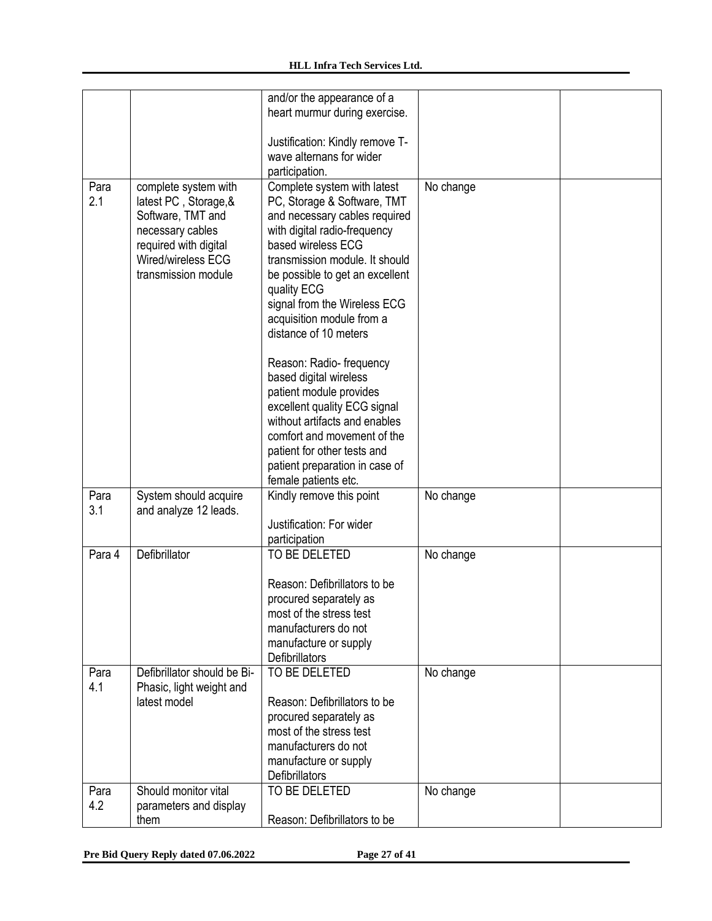| | | and/or the appearance of a heart murmur during exercise.<br><br>Justification: Kindly remove T-wave alternans for wider participation. | | |
|---|---|---|---|---|
| Para 2.1 | complete system with latest PC , Storage,& Software, TMT and necessary cables required with digital Wired/wireless ECG transmission module | Complete system with latest PC, Storage & Software, TMT and necessary cables required with digital radio-frequency based wireless ECG transmission module. It should be possible to get an excellent quality ECG signal from the Wireless ECG acquisition module from a distance of 10 meters<br><br>Reason: Radio- frequency based digital wireless patient module provides excellent quality ECG signal without artifacts and enables comfort and movement of the patient for other tests and patient preparation in case of female patients etc. | No change | |
| Para 3.1 | System should acquire and analyze 12 leads. | Kindly remove this point<br><br>Justification: For wider participation | No change | |
| Para 4 | Defibrillator | TO BE DELETED<br><br>Reason: Defibrillators to be procured separately as most of the stress test manufacturers do not manufacture or supply Defibrillators | No change | |
| Para 4.1 | Defibrillator should be Bi-Phasic, light weight and latest model | TO BE DELETED<br><br>Reason: Defibrillators to be procured separately as most of the stress test manufacturers do not manufacture or supply Defibrillators | No change | |
| Para 4.2 | Should monitor vital parameters and display them | TO BE DELETED<br><br>Reason: Defibrillators to be | No change | |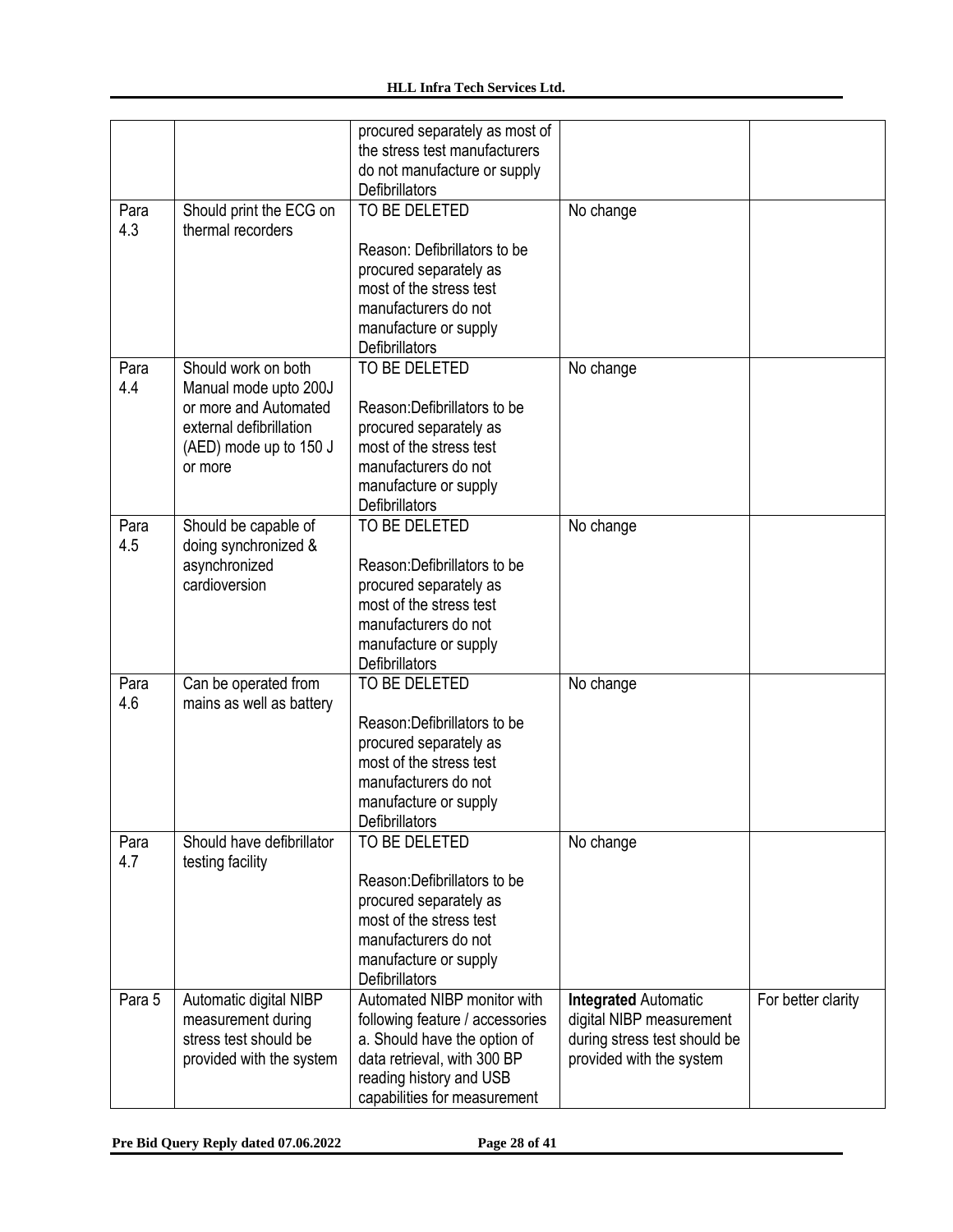| | | procured separately as most of the stress test manufacturers do not manufacture or supply Defibrillators | | |
|---|---|---|---|---|
| Para 4.3 | Should print the ECG on thermal recorders | TO BE DELETED<br><br>Reason: Defibrillators to be procured separately as most of the stress test manufacturers do not manufacture or supply Defibrillators | No change | |
| Para 4.4 | Should work on both Manual mode upto 200J or more and Automated external defibrillation (AED) mode up to 150 J or more | TO BE DELETED<br><br>Reason:Defibrillators to be procured separately as most of the stress test manufacturers do not manufacture or supply Defibrillators | No change | |
| Para 4.5 | Should be capable of doing synchronized & asynchronized cardioversion | TO BE DELETED<br><br>Reason:Defibrillators to be procured separately as most of the stress test manufacturers do not manufacture or supply Defibrillators | No change | |
| Para 4.6 | Can be operated from mains as well as battery | TO BE DELETED<br><br>Reason:Defibrillators to be procured separately as most of the stress test manufacturers do not manufacture or supply Defibrillators | No change | |
| Para 4.7 | Should have defibrillator testing facility | TO BE DELETED<br><br>Reason:Defibrillators to be procured separately as most of the stress test manufacturers do not manufacture or supply Defibrillators | No change | |
| Para 5 | Automatic digital NIBP measurement during stress test should be provided with the system | Automated NIBP monitor with following feature / accessories<br>a. Should have the option of data retrieval, with 300 BP reading history and USB capabilities for measurement | **Integrated** Automatic digital NIBP measurement during stress test should be provided with the system | For better clarity |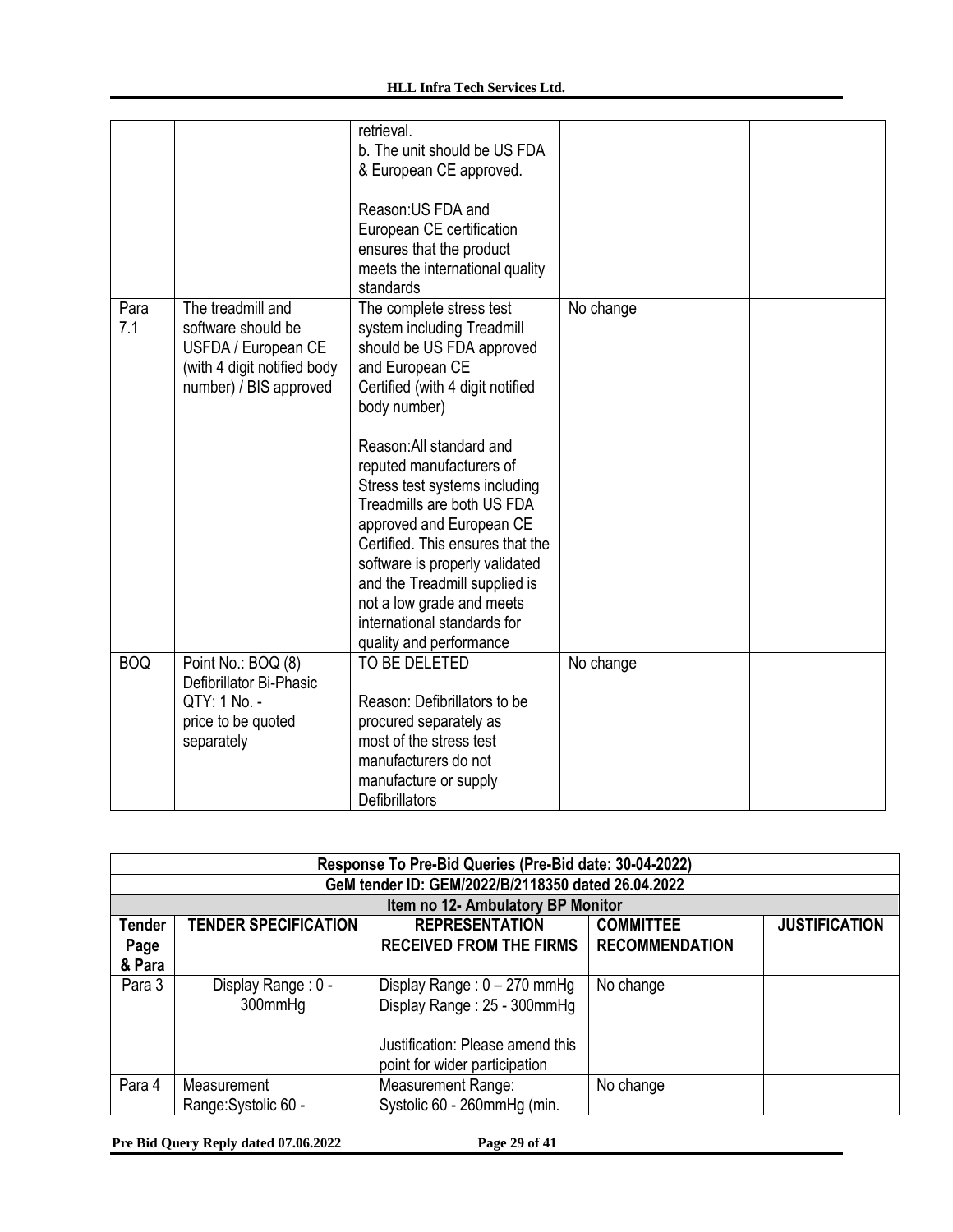| | | retrieval.<br>b. The unit should be US FDA & European CE approved.<br><br>Reason:US FDA and European CE certification ensures that the product meets the international quality standards | | |
|---|---|---|---|---|
| Para 7.1 | The treadmill and software should be USFDA / European CE (with 4 digit notified body number) / BIS approved | The complete stress test system including Treadmill should be US FDA approved and European CE Certified (with 4 digit notified body number)<br><br>Reason:All standard and reputed manufacturers of Stress test systems including Treadmills are both US FDA approved and European CE Certified. This ensures that the software is properly validated and the Treadmill supplied is not a low grade and meets international standards for quality and performance | No change | |
| BOQ | Point No.: BOQ (8) Defibrillator Bi-Phasic QTY: 1 No. - price to be quoted separately | TO BE DELETED<br><br>Reason: Defibrillators to be procured separately as most of the stress test manufacturers do not manufacture or supply Defibrillators | No change | |

| Response To Pre-Bid Queries (Pre-Bid date: 30-04-2022) | | | | |
|---|---|---|---|---|
| GeM tender ID: GEM/2022/B/2118350 dated 26.04.2022 | | | | |
| Item no 12- Ambulatory BP Monitor | | | | |
| **Tender Page & Para** | **TENDER SPECIFICATION** | **REPRESENTATION RECEIVED FROM THE FIRMS** | **COMMITTEE RECOMMENDATION** | **JUSTIFICATION** |
| Para 3 | Display Range : 0 - 300mmHg | Display Range : 0 – 270 mmHg<br>Display Range : 25 - 300mmHg<br><br>Justification: Please amend this point for wider participation | No change | |
| Para 4 | Measurement Range:Systolic 60 - | Measurement Range: Systolic 60 - 260mmHg (min. | No change | |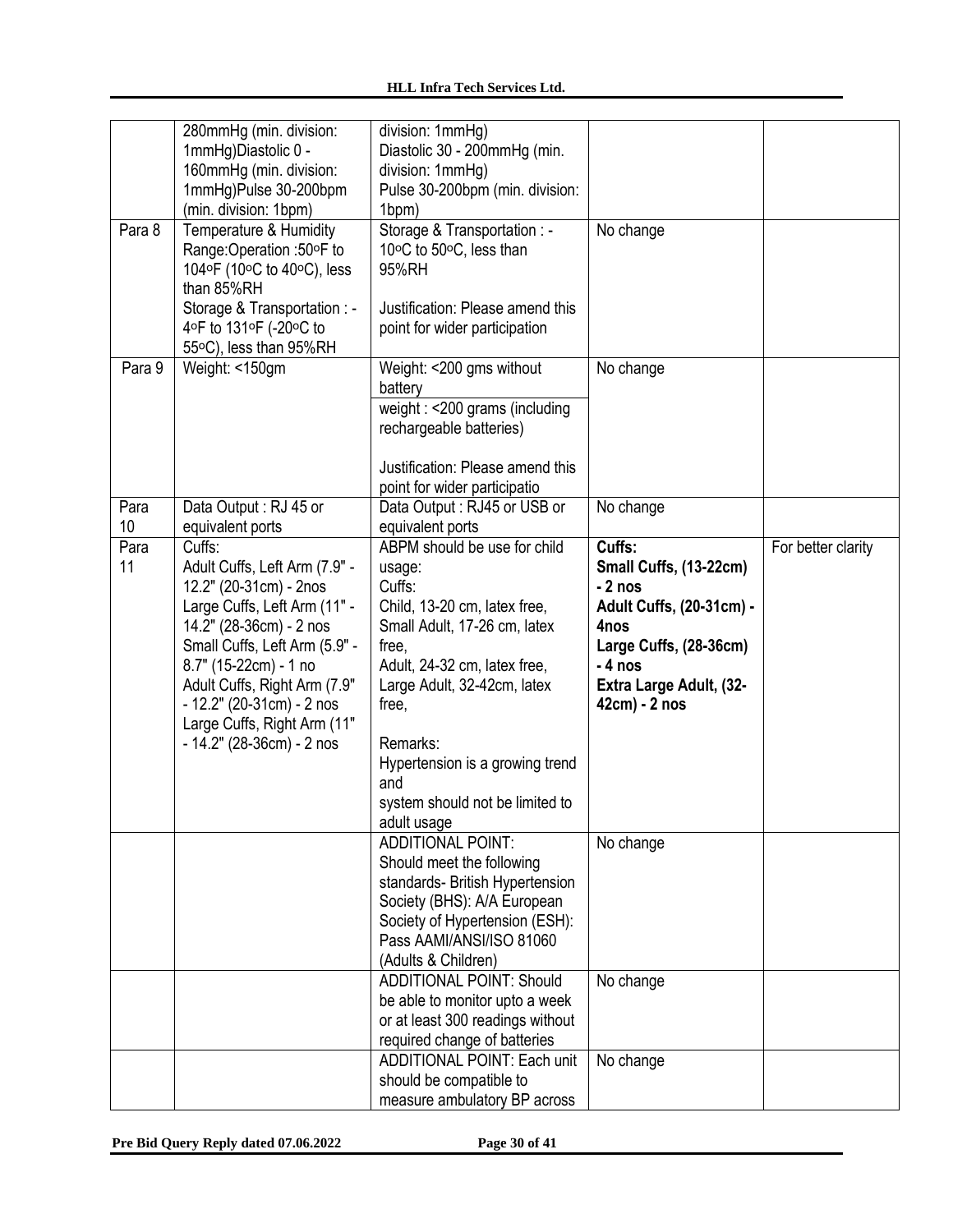| | | | | |
|---|---|---|---|---|
| | 280mmHg (min. division: 1mmHg)Diastolic 0 - 160mmHg (min. division: 1mmHg)Pulse 30-200bpm (min. division: 1bpm) | division: 1mmHg)<br>Diastolic 30 - 200mmHg (min. division: 1mmHg)<br>Pulse 30-200bpm (min. division: 1bpm) | | |
| Para 8 | Temperature & Humidity Range:Operation :50oF to 104oF (10oC to 40oC), less than 85%RH<br>Storage & Transportation : - 4oF to 131oF (-20oC to 55oC), less than 95%RH | Storage & Transportation : - 10oC to 50oC, less than 95%RH<br><br>Justification: Please amend this point for wider participation | No change | |
| Para 9 | Weight: <150gm | Weight: <200 gms without battery<br>weight : <200 grams (including rechargeable batteries)<br><br>Justification: Please amend this point for wider participatio | No change | |
| Para 10 | Data Output : RJ 45 or equivalent ports | Data Output : RJ45 or USB or equivalent ports | No change | |
| Para 11 | Cuffs:<br>Adult Cuffs, Left Arm (7.9" - 12.2" (20-31cm) - 2nos<br>Large Cuffs, Left Arm (11" - 14.2" (28-36cm) - 2 nos<br>Small Cuffs, Left Arm (5.9" - 8.7" (15-22cm) - 1 no<br>Adult Cuffs, Right Arm (7.9" - 12.2" (20-31cm) - 2 nos<br>Large Cuffs, Right Arm (11" - 14.2" (28-36cm) - 2 nos | ABPM should be use for child usage:<br>Cuffs:<br>Child, 13-20 cm, latex free,<br>Small Adult, 17-26 cm, latex free,<br>Adult, 24-32 cm, latex free,<br>Large Adult, 32-42cm, latex free,<br><br>Remarks:<br>Hypertension is a growing trend and<br>system should not be limited to adult usage | **Cuffs:**<br>**Small Cuffs, (13-22cm) - 2 nos**<br>**Adult Cuffs, (20-31cm) - 4nos**<br>**Large Cuffs, (28-36cm) - 4 nos**<br>**Extra Large Adult, (32-42cm) - 2 nos** | For better clarity |
| | | ADDITIONAL POINT:<br>Should meet the following standards- British Hypertension Society (BHS): A/A European Society of Hypertension (ESH): Pass AAMI/ANSI/ISO 81060 (Adults & Children) | No change | |
| | | ADDITIONAL POINT: Should be able to monitor upto a week or at least 300 readings without required change of batteries | No change | |
| | | ADDITIONAL POINT: Each unit should be compatible to measure ambulatory BP across | No change | |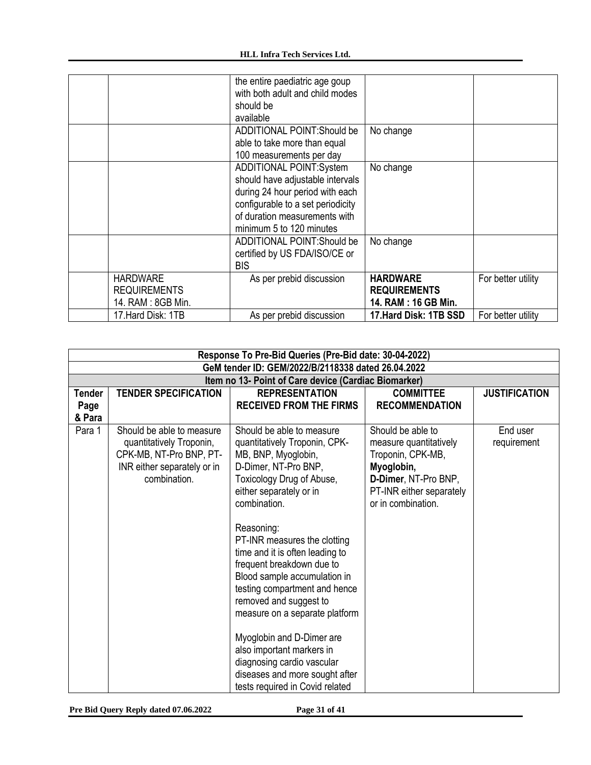| | | the entire paediatric age goup with both adult and child modes should be available | | |
|---|---|---|---|---|
| | | ADDITIONAL POINT:Should be able to take more than equal 100 measurements per day | No change | |
| | | ADDITIONAL POINT:System should have adjustable intervals during 24 hour period with each configurable to a set periodicity of duration measurements with minimum 5 to 120 minutes | No change | |
| | | ADDITIONAL POINT:Should be certified by US FDA/ISO/CE or BIS | No change | |
| | HARDWARE REQUIREMENTS 14. RAM : 8GB Min. | As per prebid discussion | **HARDWARE REQUIREMENTS 14. RAM : 16 GB Min.** | For better utility |
| | 17.Hard Disk: 1TB | As per prebid discussion | **17.Hard Disk: 1TB SSD** | For better utility |

| Response To Pre-Bid Queries (Pre-Bid date: 30-04-2022) | | | | |
|---|---|---|---|---|
| GeM tender ID: GEM/2022/B/2118338 dated 26.04.2022 | | | | |
| Item no 13- Point of Care device (Cardiac Biomarker) | | | | |
| **Tender Page & Para** | **TENDER SPECIFICATION** | **REPRESENTATION RECEIVED FROM THE FIRMS** | **COMMITTEE RECOMMENDATION** | **JUSTIFICATION** |
| Para 1 | Should be able to measure quantitatively Troponin, CPK-MB, NT-Pro BNP, PT-INR either separately or in combination. | Should be able to measure quantitatively Troponin, CPK-MB, BNP, Myoglobin, D-Dimer, NT-Pro BNP, Toxicology Drug of Abuse, either separately or in combination.<br><br>Reasoning:<br>PT-INR measures the clotting time and it is often leading to frequent breakdown due to Blood sample accumulation in testing compartment and hence removed and suggest to measure on a separate platform<br><br>Myoglobin and D-Dimer are also important markers in diagnosing cardio vascular diseases and more sought after tests required in Covid related | Should be able to measure quantitatively Troponin, CPK-MB, **Myoglobin, D-Dimer**, NT-Pro BNP, PT-INR either separately or in combination. | End user requirement |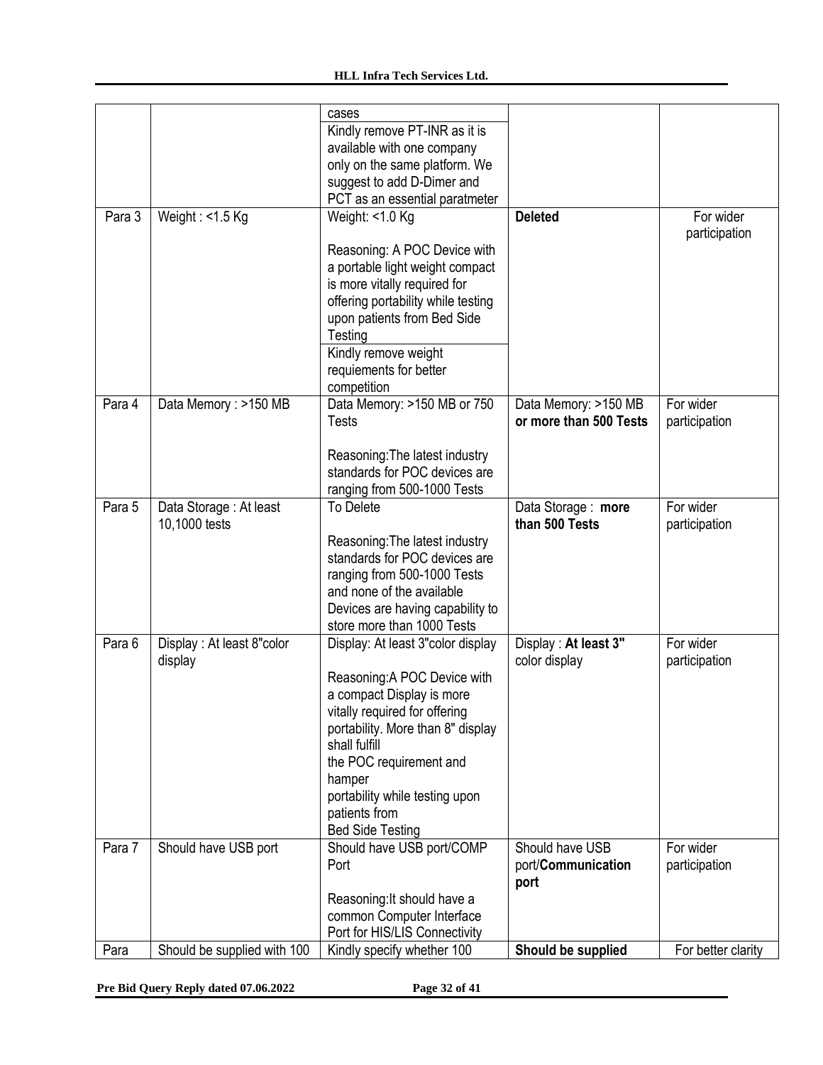| | | cases<br>Kindly remove PT-INR as it is available with one company only on the same platform. We suggest to add D-Dimer and PCT as an essential paratmeter | | |
|---|---|---|---|---|
| Para 3 | Weight : <1.5 Kg | Weight: <1.0 Kg<br><br>Reasoning: A POC Device with a portable light weight compact is more vitally required for offering portability while testing upon patients from Bed Side Testing<br>Kindly remove weight requiements for better competition | **Deleted** | For wider participation |
| Para 4 | Data Memory : >150 MB | Data Memory: >150 MB or 750 Tests<br><br>Reasoning:The latest industry standards for POC devices are ranging from 500-1000 Tests | Data Memory: >150 MB **or more than 500 Tests** | For wider participation |
| Para 5 | Data Storage : At least 10,1000 tests | To Delete<br><br>Reasoning:The latest industry standards for POC devices are ranging from 500-1000 Tests and none of the available Devices are having capability to store more than 1000 Tests | Data Storage : **more than 500 Tests** | For wider participation |
| Para 6 | Display : At least 8"color display | Display: At least 3"color display<br><br>Reasoning:A POC Device with a compact Display is more vitally required for offering portability. More than 8" display shall fulfill the POC requirement and hamper portability while testing upon patients from Bed Side Testing | Display : **At least 3"** color display | For wider participation |
| Para 7 | Should have USB port | Should have USB port/COMP Port<br><br>Reasoning:It should have a common Computer Interface Port for HIS/LIS Connectivity | Should have USB port/**Communication port** | For wider participation |
| Para | Should be supplied with 100 | Kindly specify whether 100 | **Should be supplied** | For better clarity |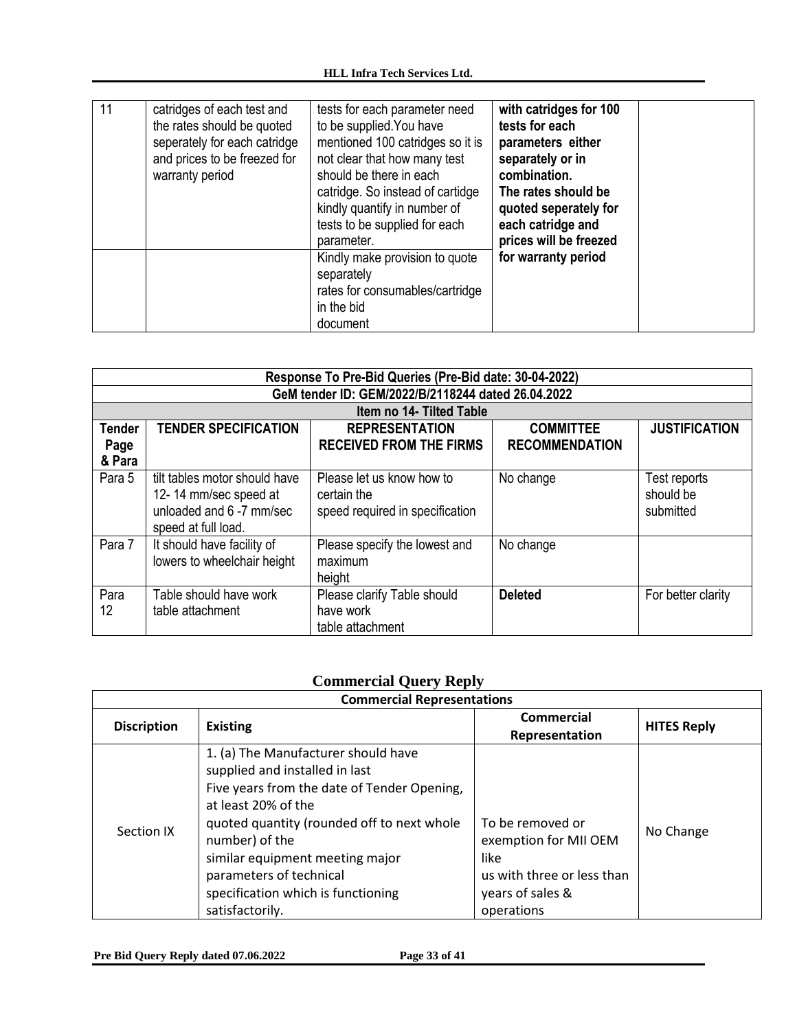| 11 | catridges of each test and the rates should be quoted seperately for each catridge and prices to be freezed for warranty period | tests for each parameter need to be supplied.You have mentioned 100 catridges so it is not clear that how many test should be there in each catridge. So instead of cartidge kindly quantify in number of tests to be supplied for each parameter. | **with catridges for 100 tests for each parameters either separately or in combination. The rates should be quoted seperately for each catridge and prices will be freezed for warranty period** | |
|---|---|---|---|---|
| | | Kindly make provision to quote separately rates for consumables/cartridge in the bid document | | |

| **Response To Pre-Bid Queries (Pre-Bid date: 30-04-2022)** | | | | |
|---|---|---|---|---|
| **GeM tender ID: GEM/2022/B/2118244 dated 26.04.2022** | | | | |
| **Item no 14- Tilted Table** | | | | |
| **Tender Page & Para** | **TENDER SPECIFICATION** | **REPRESENTATION RECEIVED FROM THE FIRMS** | **COMMITTEE RECOMMENDATION** | **JUSTIFICATION** |
| Para 5 | tilt tables motor should have 12- 14 mm/sec speed at unloaded and 6 -7 mm/sec speed at full load. | Please let us know how to certain the speed required in specification | No change | Test reports should be submitted |
| Para 7 | It should have facility of lowers to wheelchair height | Please specify the lowest and maximum height | No change | |
| Para 12 | Table should have work table attachment | Please clarify Table should have work table attachment | **Deleted** | For better clarity |

## Commercial Query Reply

| **Commercial Representations** | | | |
|---|---|---|---|
| **Discription** | **Existing** | **Commercial Representation** | **HITES Reply** |
| Section IX | 1. (a) The Manufacturer should have supplied and installed in last Five years from the date of Tender Opening, at least 20% of the quoted quantity (rounded off to next whole number) of the similar equipment meeting major parameters of technical specification which is functioning satisfactorily. | To be removed or exemption for MII OEM like us with three or less than years of sales & operations | No Change |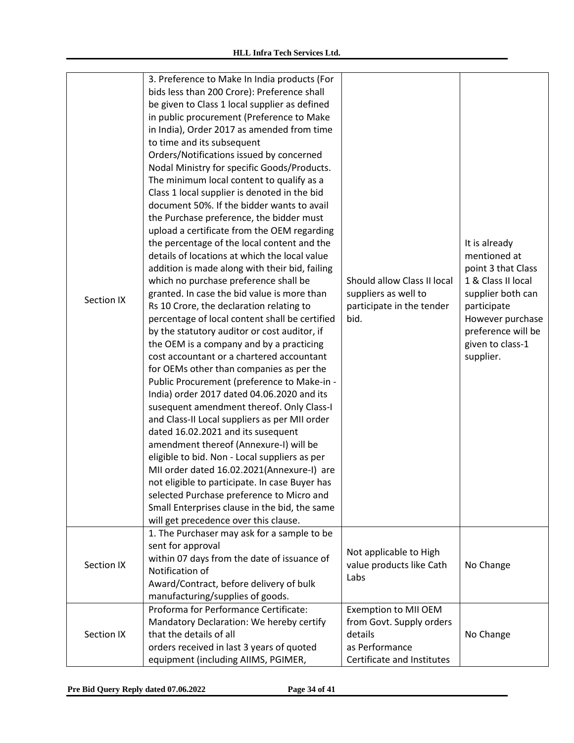| Section IX | 3. Preference to Make In India products (For bids less than 200 Crore): Preference shall be given to Class 1 local supplier as defined in public procurement (Preference to Make in India), Order 2017 as amended from time to time and its subsequent Orders/Notifications issued by concerned Nodal Ministry for specific Goods/Products. The minimum local content to qualify as a Class 1 local supplier is denoted in the bid document 50%. If the bidder wants to avail the Purchase preference, the bidder must upload a certificate from the OEM regarding the percentage of the local content and the details of locations at which the local value addition is made along with their bid, failing which no purchase preference shall be granted. In case the bid value is more than Rs 10 Crore, the declaration relating to percentage of local content shall be certified by the statutory auditor or cost auditor, if the OEM is a company and by a practicing cost accountant or a chartered accountant for OEMs other than companies as per the Public Procurement (preference to Make-in -India) order 2017 dated 04.06.2020 and its susequent amendment thereof. Only Class-I and Class-II Local suppliers as per MII order dated 16.02.2021 and its susequent amendment thereof (Annexure-I) will be eligible to bid. Non - Local suppliers as per MII order dated 16.02.2021(Annexure-I) are not eligible to participate. In case Buyer has selected Purchase preference to Micro and Small Enterprises clause in the bid, the same will get precedence over this clause. | Should allow Class II local suppliers as well to participate in the tender bid. | It is already mentioned at point 3 that Class 1 & Class II local supplier both can participate However purchase preference will be given to class-1 supplier. |
|---|---|---|---|
| Section IX | 1. The Purchaser may ask for a sample to be sent for approval within 07 days from the date of issuance of Notification of Award/Contract, before delivery of bulk manufacturing/supplies of goods. | Not applicable to High value products like Cath Labs | No Change |
| Section IX | Proforma for Performance Certificate: Mandatory Declaration: We hereby certify that the details of all orders received in last 3 years of quoted equipment (including AIIMS, PGIMER, | Exemption to MII OEM from Govt. Supply orders details as Performance Certificate and Institutes | No Change |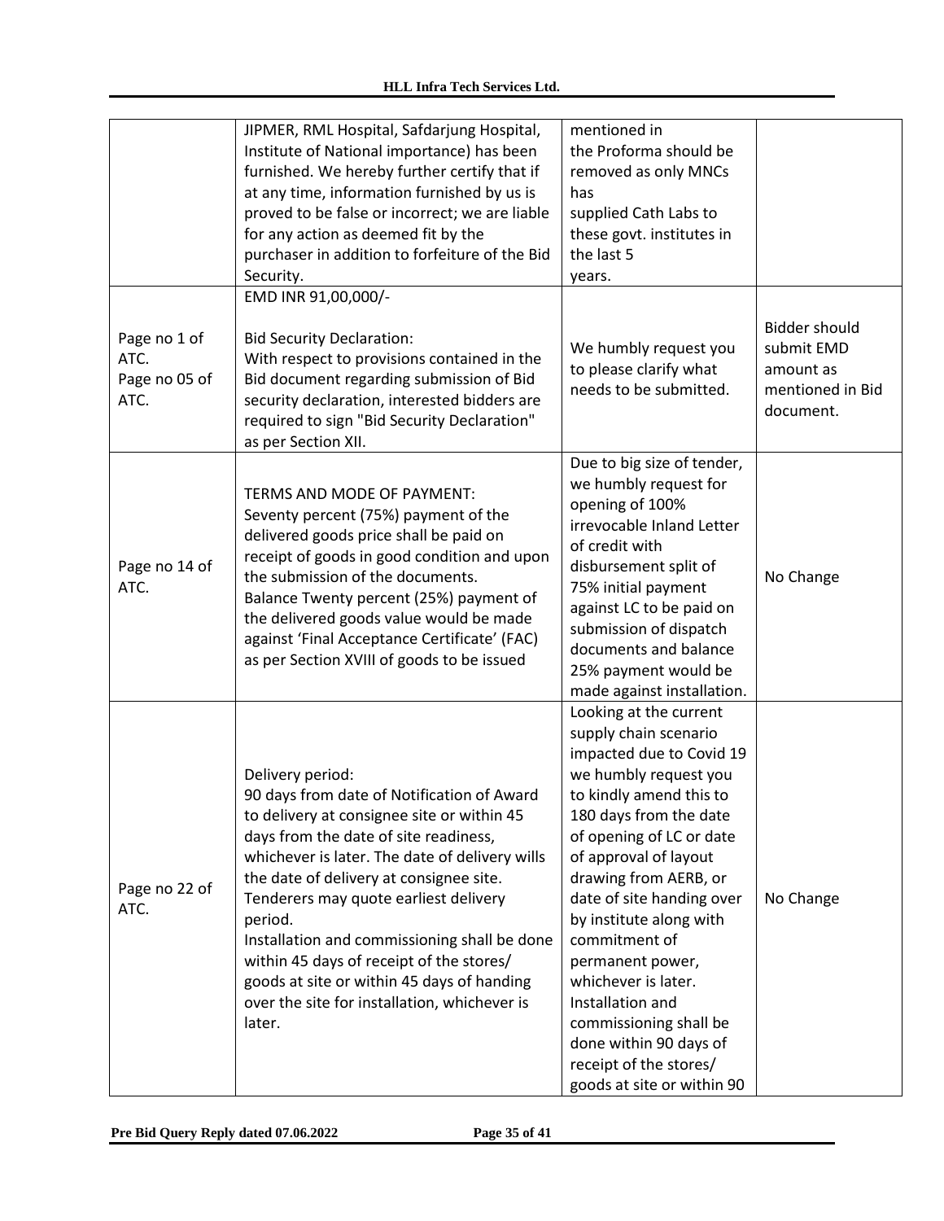| | JIPMER, RML Hospital, Safdarjung Hospital, Institute of National importance) has been furnished. We hereby further certify that if at any time, information furnished by us is proved to be false or incorrect; we are liable for any action as deemed fit by the purchaser in addition to forfeiture of the Bid Security. | mentioned in the Proforma should be removed as only MNCs has supplied Cath Labs to these govt. institutes in the last 5 years. | |
|---|---|---|---|
| Page no 1 of ATC. Page no 05 of ATC. | EMD INR 91,00,000/- <br><br> Bid Security Declaration: With respect to provisions contained in the Bid document regarding submission of Bid security declaration, interested bidders are required to sign "Bid Security Declaration" as per Section XII. | We humbly request you to please clarify what needs to be submitted. | Bidder should submit EMD amount as mentioned in Bid document. |
| Page no 14 of ATC. | TERMS AND MODE OF PAYMENT: Seventy percent (75%) payment of the delivered goods price shall be paid on receipt of goods in good condition and upon the submission of the documents. Balance Twenty percent (25%) payment of the delivered goods value would be made against 'Final Acceptance Certificate' (FAC) as per Section XVIII of goods to be issued | Due to big size of tender, we humbly request for opening of 100% irrevocable Inland Letter of credit with disbursement split of 75% initial payment against LC to be paid on submission of dispatch documents and balance 25% payment would be made against installation. | No Change |
| Page no 22 of ATC. | Delivery period: 90 days from date of Notification of Award to delivery at consignee site or within 45 days from the date of site readiness, whichever is later. The date of delivery wills the date of delivery at consignee site. Tenderers may quote earliest delivery period. Installation and commissioning shall be done within 45 days of receipt of the stores/ goods at site or within 45 days of handing over the site for installation, whichever is later. | Looking at the current supply chain scenario impacted due to Covid 19 we humbly request you to kindly amend this to 180 days from the date of opening of LC or date of approval of layout drawing from AERB, or date of site handing over by institute along with commitment of permanent power, whichever is later. Installation and commissioning shall be done within 90 days of receipt of the stores/ goods at site or within 90 | No Change |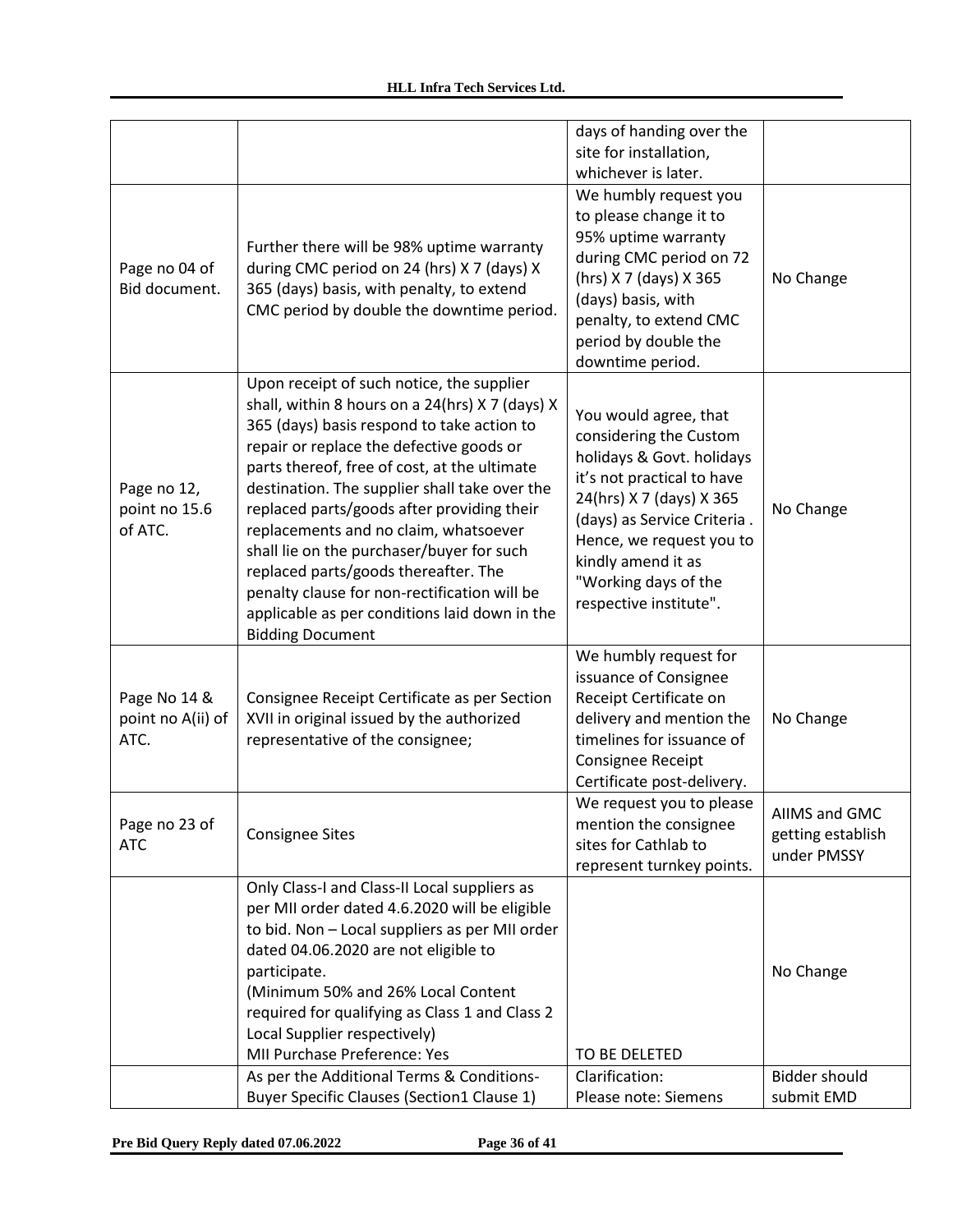| | | days of handing over the site for installation, whichever is later. | |
|---|---|---|---|
| Page no 04 of Bid document. | Further there will be 98% uptime warranty during CMC period on 24 (hrs) X 7 (days) X 365 (days) basis, with penalty, to extend CMC period by double the downtime period. | We humbly request you to please change it to 95% uptime warranty during CMC period on 72 (hrs) X 7 (days) X 365 (days) basis, with penalty, to extend CMC period by double the downtime period. | No Change |
| Page no 12, point no 15.6 of ATC. | Upon receipt of such notice, the supplier shall, within 8 hours on a 24(hrs) X 7 (days) X 365 (days) basis respond to take action to repair or replace the defective goods or parts thereof, free of cost, at the ultimate destination. The supplier shall take over the replaced parts/goods after providing their replacements and no claim, whatsoever shall lie on the purchaser/buyer for such replaced parts/goods thereafter. The penalty clause for non-rectification will be applicable as per conditions laid down in the Bidding Document | You would agree, that considering the Custom holidays & Govt. holidays it's not practical to have 24(hrs) X 7 (days) X 365 (days) as Service Criteria . Hence, we request you to kindly amend it as "Working days of the respective institute". | No Change |
| Page No 14 & point no A(ii) of ATC. | Consignee Receipt Certificate as per Section XVII in original issued by the authorized representative of the consignee; | We humbly request for issuance of Consignee Receipt Certificate on delivery and mention the timelines for issuance of Consignee Receipt Certificate post-delivery. | No Change |
| Page no 23 of ATC | Consignee Sites | We request you to please mention the consignee sites for Cathlab to represent turnkey points. | AIIMS and GMC getting establish under PMSSY |
| | Only Class-I and Class-II Local suppliers as per MII order dated 4.6.2020 will be eligible to bid. Non – Local suppliers as per MII order dated 04.06.2020 are not eligible to participate.<br>(Minimum 50% and 26% Local Content required for qualifying as Class 1 and Class 2 Local Supplier respectively)<br>MII Purchase Preference: Yes | TO BE DELETED | No Change |
| | As per the Additional Terms & Conditions-Buyer Specific Clauses (Section1 Clause 1) | Clarification:<br>Please note: Siemens | Bidder should submit EMD |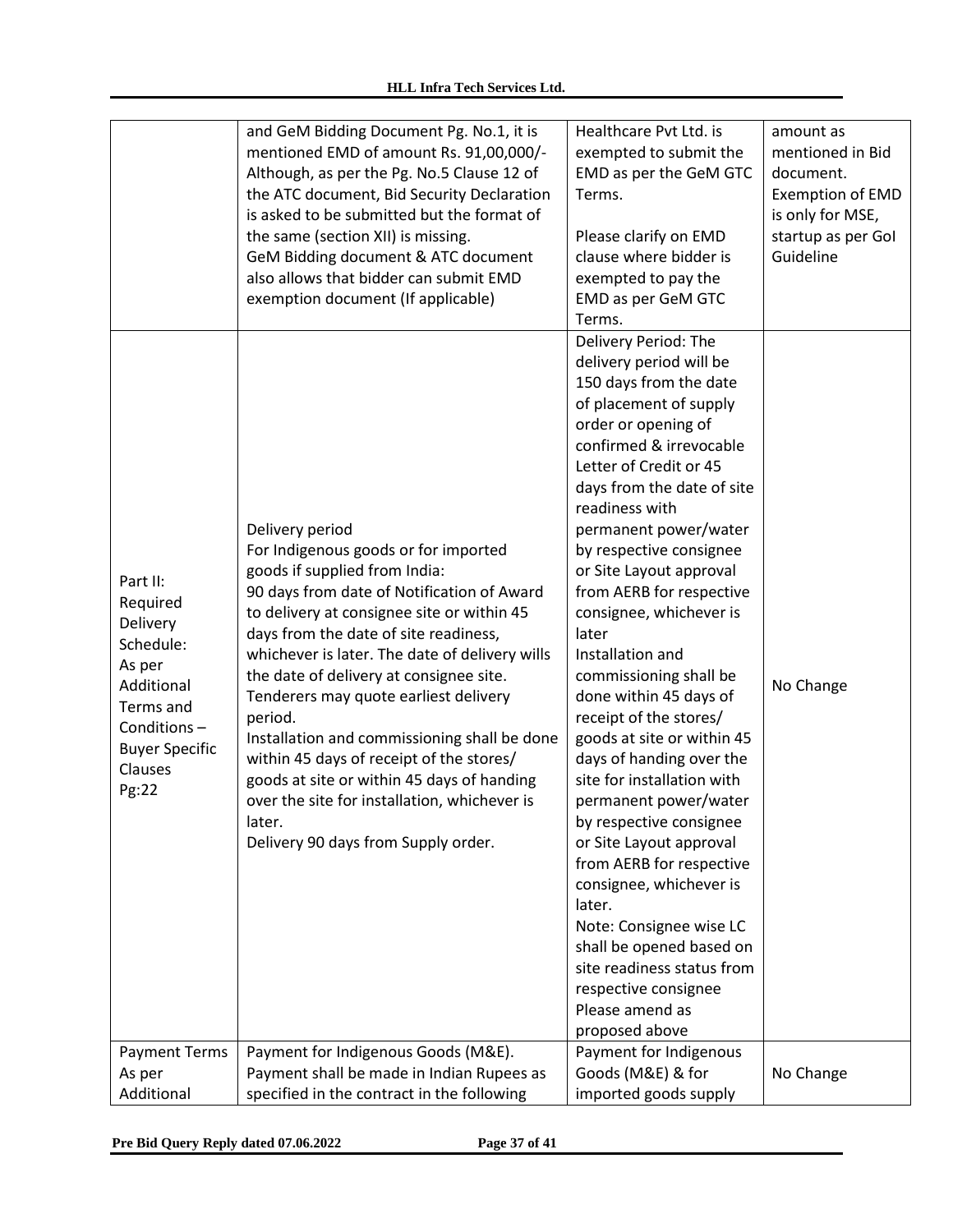| | | | |
|---|---|---|---|
| | and GeM Bidding Document Pg. No.1, it is mentioned EMD of amount Rs. 91,00,000/- Although, as per the Pg. No.5 Clause 12 of the ATC document, Bid Security Declaration is asked to be submitted but the format of the same (section XII) is missing.<br>GeM Bidding document & ATC document also allows that bidder can submit EMD exemption document (If applicable) | Healthcare Pvt Ltd. is exempted to submit the EMD as per the GeM GTC Terms.<br><br>Please clarify on EMD clause where bidder is exempted to pay the EMD as per GeM GTC Terms. | amount as mentioned in Bid document.<br>Exemption of EMD is only for MSE, startup as per GoI Guideline |
| Part II: Required Delivery Schedule: As per Additional Terms and Conditions – Buyer Specific Clauses Pg:22 | Delivery period<br>For Indigenous goods or for imported goods if supplied from India:<br>90 days from date of Notification of Award to delivery at consignee site or within 45 days from the date of site readiness, whichever is later. The date of delivery wills the date of delivery at consignee site. Tenderers may quote earliest delivery period.<br>Installation and commissioning shall be done within 45 days of receipt of the stores/ goods at site or within 45 days of handing over the site for installation, whichever is later.<br>Delivery 90 days from Supply order. | Delivery Period: The delivery period will be 150 days from the date of placement of supply order or opening of confirmed & irrevocable Letter of Credit or 45 days from the date of site readiness with permanent power/water by respective consignee or Site Layout approval from AERB for respective consignee, whichever is later<br>Installation and commissioning shall be done within 45 days of receipt of the stores/ goods at site or within 45 days of handing over the site for installation with permanent power/water by respective consignee or Site Layout approval from AERB for respective consignee, whichever is later.<br>Note: Consignee wise LC shall be opened based on site readiness status from respective consignee<br>Please amend as proposed above | No Change |
| Payment Terms As per Additional | Payment for Indigenous Goods (M&E).<br>Payment shall be made in Indian Rupees as specified in the contract in the following | Payment for Indigenous Goods (M&E) & for imported goods supply | No Change |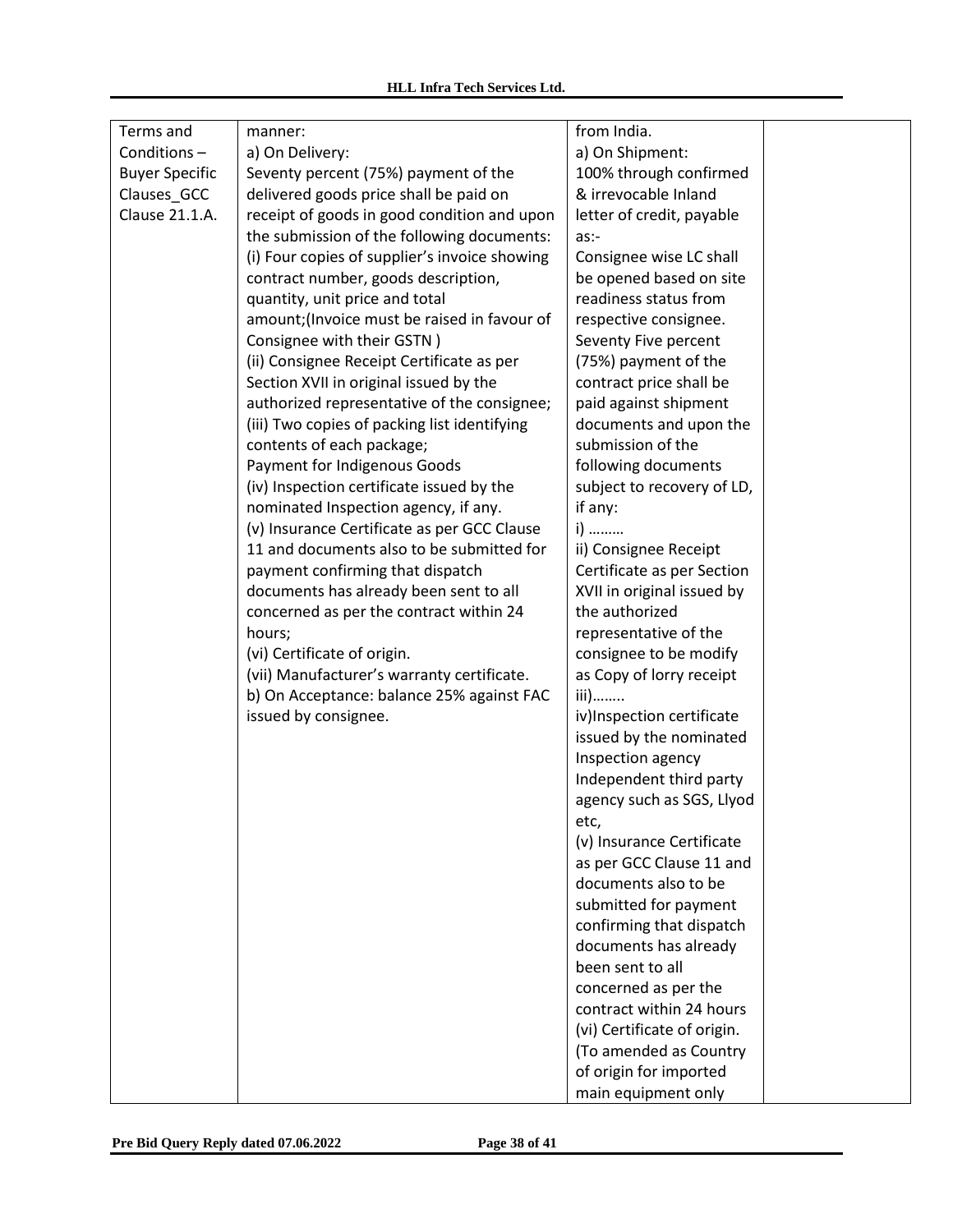| Terms and Conditions – Buyer Specific Clauses_GCC Clause 21.1.A. | manner:<br>a) On Delivery:<br>Seventy percent (75%) payment of the delivered goods price shall be paid on receipt of goods in good condition and upon the submission of the following documents:<br>(i) Four copies of supplier's invoice showing contract number, goods description, quantity, unit price and total amount;(Invoice must be raised in favour of Consignee with their GSTN )<br>(ii) Consignee Receipt Certificate as per Section XVII in original issued by the authorized representative of the consignee;<br>(iii) Two copies of packing list identifying contents of each package;<br>Payment for Indigenous Goods<br>(iv) Inspection certificate issued by the nominated Inspection agency, if any.<br>(v) Insurance Certificate as per GCC Clause 11 and documents also to be submitted for payment confirming that dispatch documents has already been sent to all concerned as per the contract within 24 hours;<br>(vi) Certificate of origin.<br>(vii) Manufacturer's warranty certificate.<br>b) On Acceptance: balance 25% against FAC issued by consignee. | from India.<br>a) On Shipment:<br>100% through confirmed & irrevocable Inland letter of credit, payable as:-<br>Consignee wise LC shall be opened based on site readiness status from respective consignee.<br>Seventy Five percent (75%) payment of the contract price shall be paid against shipment documents and upon the submission of the following documents subject to recovery of LD, if any:<br>i) ………<br>ii) Consignee Receipt Certificate as per Section XVII in original issued by the authorized representative of the consignee to be modify as Copy of lorry receipt<br>iii)……..<br>iv)Inspection certificate issued by the nominated Inspection agency Independent third party agency such as SGS, Llyod etc,<br>(v) Insurance Certificate as per GCC Clause 11 and documents also to be submitted for payment confirming that dispatch documents has already been sent to all concerned as per the contract within 24 hours<br>(vi) Certificate of origin. (To amended as Country of origin for imported main equipment only | |
|---|---|---|---|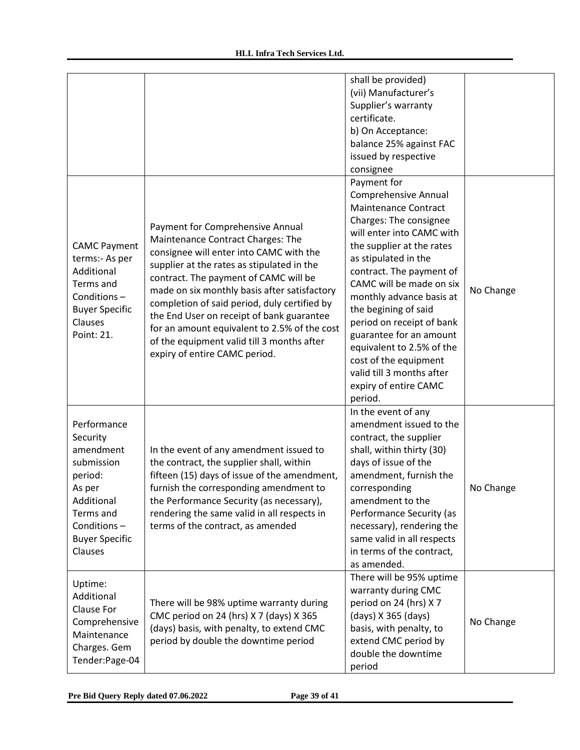| | | | |
|---|---|---|---|
| | | shall be provided)<br>(vii) Manufacturer's Supplier's warranty certificate.<br>b) On Acceptance: balance 25% against FAC issued by respective consignee | |
| CAMC Payment terms:- As per Additional Terms and Conditions – Buyer Specific Clauses Point: 21. | Payment for Comprehensive Annual Maintenance Contract Charges: The consignee will enter into CAMC with the supplier at the rates as stipulated in the contract. The payment of CAMC will be made on six monthly basis after satisfactory completion of said period, duly certified by the End User on receipt of bank guarantee for an amount equivalent to 2.5% of the cost of the equipment valid till 3 months after expiry of entire CAMC period. | Payment for Comprehensive Annual Maintenance Contract Charges: The consignee will enter into CAMC with the supplier at the rates as stipulated in the contract. The payment of CAMC will be made on six monthly advance basis at the begining of said period on receipt of bank guarantee for an amount equivalent to 2.5% of the cost of the equipment valid till 3 months after expiry of entire CAMC period. | No Change |
| Performance Security amendment submission period: As per Additional Terms and Conditions – Buyer Specific Clauses | In the event of any amendment issued to the contract, the supplier shall, within fifteen (15) days of issue of the amendment, furnish the corresponding amendment to the Performance Security (as necessary), rendering the same valid in all respects in terms of the contract, as amended | In the event of any amendment issued to the contract, the supplier shall, within thirty (30) days of issue of the amendment, furnish the corresponding amendment to the Performance Security (as necessary), rendering the same valid in all respects in terms of the contract, as amended. | No Change |
| Uptime: Additional Clause For Comprehensive Maintenance Charges. Gem Tender:Page-04 | There will be 98% uptime warranty during CMC period on 24 (hrs) X 7 (days) X 365 (days) basis, with penalty, to extend CMC period by double the downtime period | There will be 95% uptime warranty during CMC period on 24 (hrs) X 7 (days) X 365 (days) basis, with penalty, to extend CMC period by double the downtime period | No Change |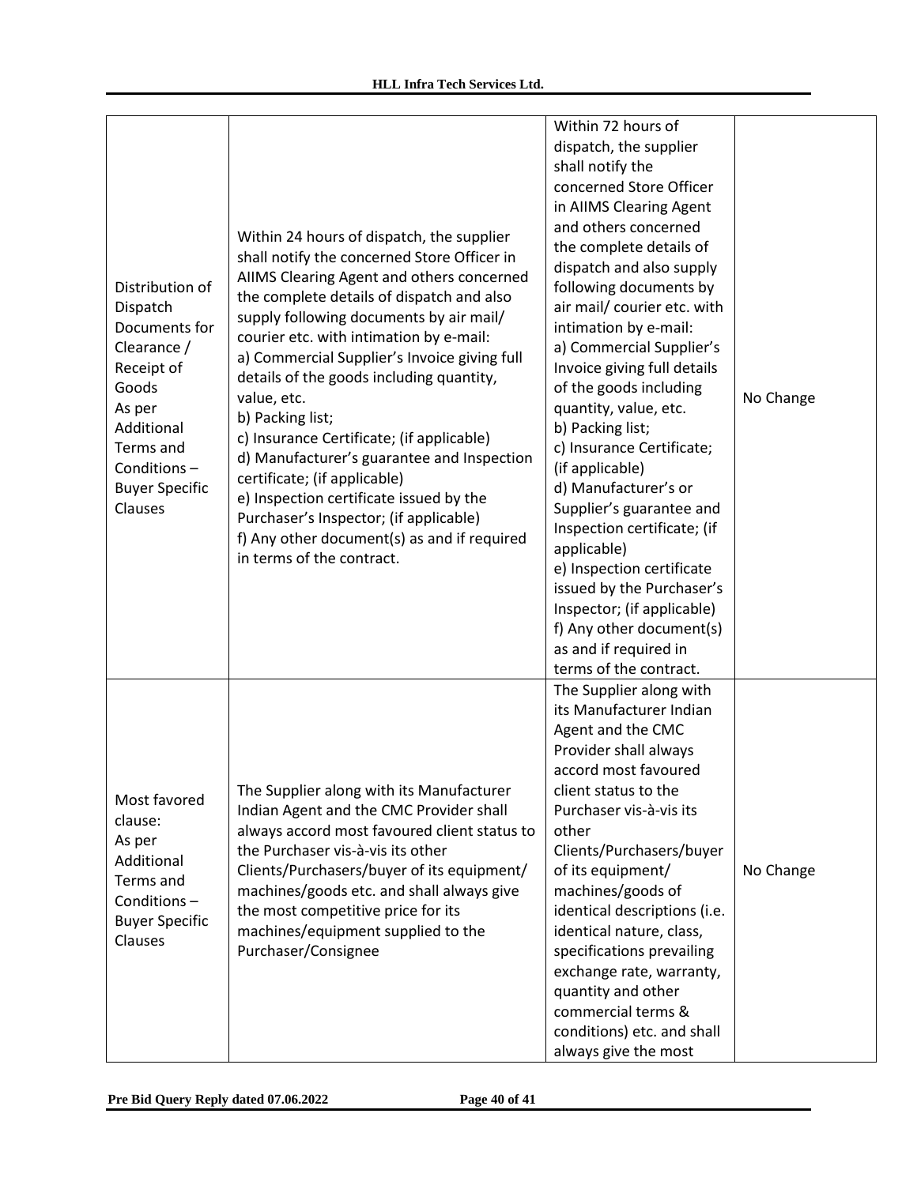| Distribution of Dispatch Documents for Clearance / Receipt of Goods As per Additional Terms and Conditions – Buyer Specific Clauses | Within 24 hours of dispatch, the supplier shall notify the concerned Store Officer in AIIMS Clearing Agent and others concerned the complete details of dispatch and also supply following documents by air mail/ courier etc. with intimation by e-mail:<br>a) Commercial Supplier's Invoice giving full details of the goods including quantity, value, etc.<br>b) Packing list;<br>c) Insurance Certificate; (if applicable)<br>d) Manufacturer's guarantee and Inspection certificate; (if applicable)<br>e) Inspection certificate issued by the Purchaser's Inspector; (if applicable)<br>f) Any other document(s) as and if required in terms of the contract. | Within 72 hours of dispatch, the supplier shall notify the concerned Store Officer in AIIMS Clearing Agent and others concerned the complete details of dispatch and also supply following documents by air mail/ courier etc. with intimation by e-mail:<br>a) Commercial Supplier's Invoice giving full details of the goods including quantity, value, etc.<br>b) Packing list;<br>c) Insurance Certificate; (if applicable)<br>d) Manufacturer's or Supplier's guarantee and Inspection certificate; (if applicable)<br>e) Inspection certificate issued by the Purchaser's Inspector; (if applicable)<br>f) Any other document(s) as and if required in terms of the contract. | No Change |
|---|---|---|---|
| Most favored clause:<br>As per Additional Terms and Conditions – Buyer Specific Clauses | The Supplier along with its Manufacturer Indian Agent and the CMC Provider shall always accord most favoured client status to the Purchaser vis-à-vis its other Clients/Purchasers/buyer of its equipment/ machines/goods etc. and shall always give the most competitive price for its machines/equipment supplied to the Purchaser/Consignee | The Supplier along with its Manufacturer Indian Agent and the CMC Provider shall always accord most favoured client status to the Purchaser vis-à-vis its other Clients/Purchasers/buyer of its equipment/ machines/goods of identical descriptions (i.e. identical nature, class, specifications prevailing exchange rate, warranty, quantity and other commercial terms & conditions) etc. and shall always give the most | No Change |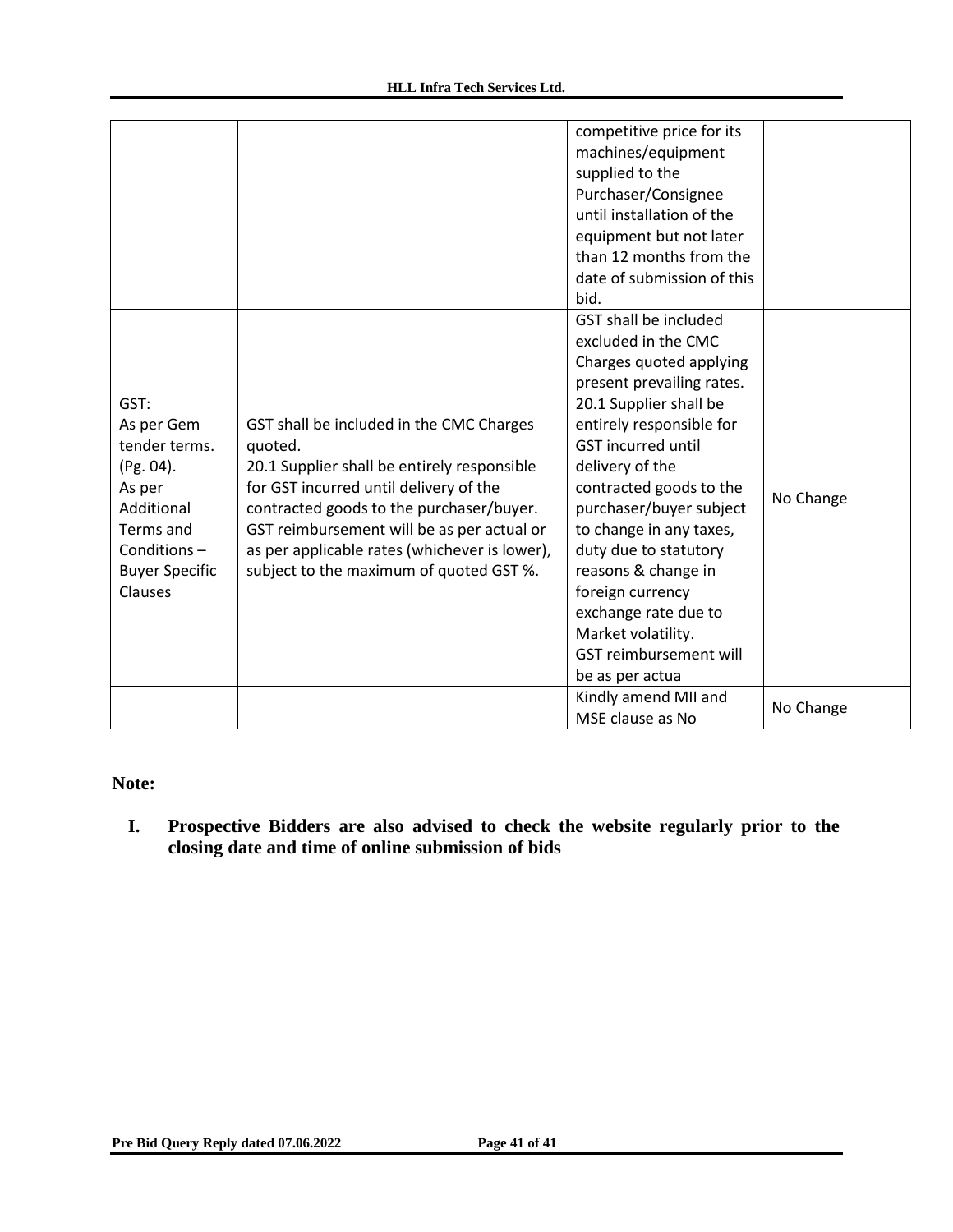| | | | |
|---|---|---|---|
| | | competitive price for its machines/equipment supplied to the Purchaser/Consignee until installation of the equipment but not later than 12 months from the date of submission of this bid. | |
| GST: As per Gem tender terms. (Pg. 04). As per Additional Terms and Conditions – Buyer Specific Clauses | GST shall be included in the CMC Charges quoted. 20.1 Supplier shall be entirely responsible for GST incurred until delivery of the contracted goods to the purchaser/buyer. GST reimbursement will be as per actual or as per applicable rates (whichever is lower), subject to the maximum of quoted GST %. | GST shall be included excluded in the CMC Charges quoted applying present prevailing rates. 20.1 Supplier shall be entirely responsible for GST incurred until delivery of the contracted goods to the purchaser/buyer subject to change in any taxes, duty due to statutory reasons & change in foreign currency exchange rate due to Market volatility. GST reimbursement will be as per actua | No Change |
| | | Kindly amend MII and MSE clause as No | No Change |

**Note:**

**I. Prospective Bidders are also advised to check the website regularly prior to the closing date and time of online submission of bids**